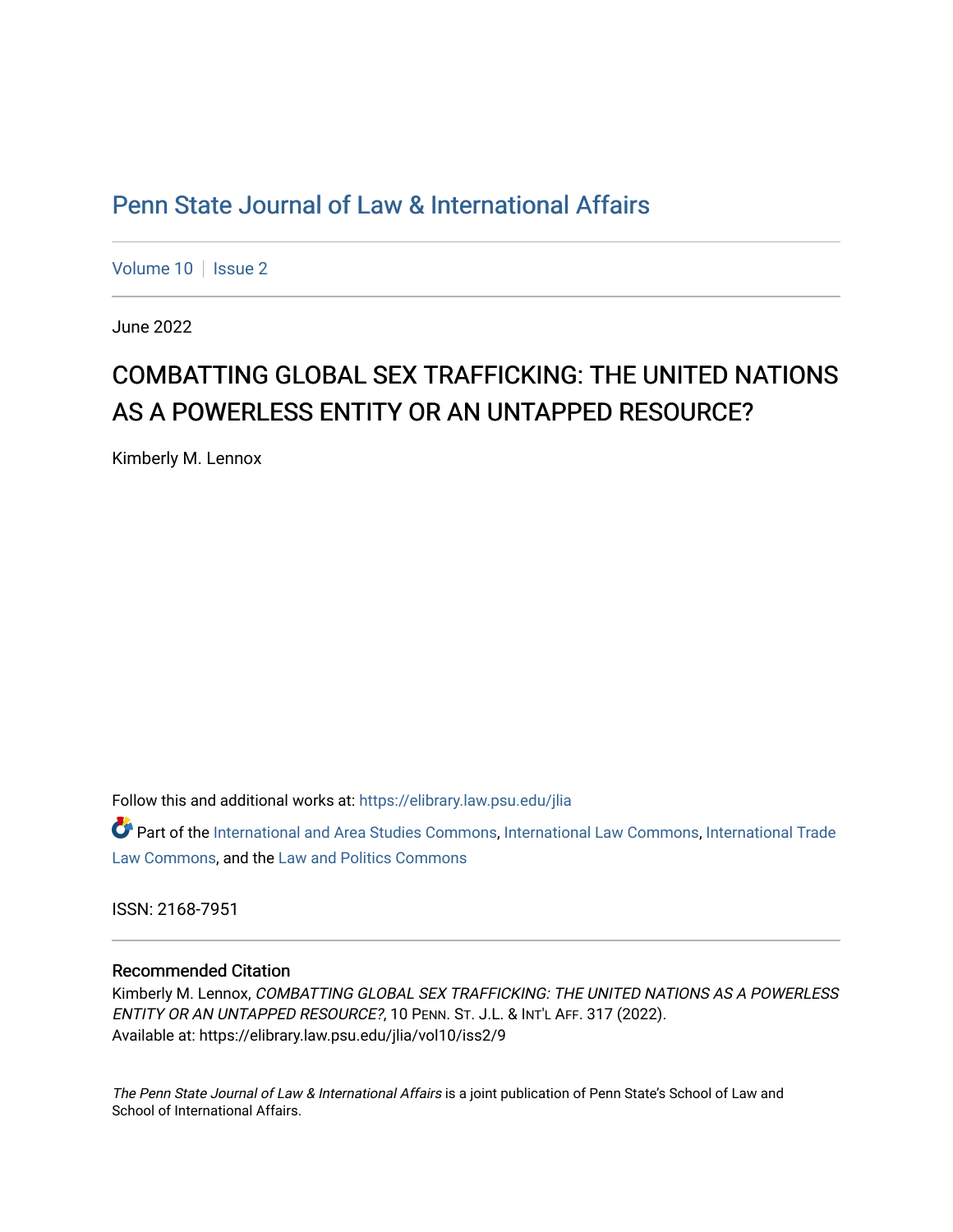# Penn State Journal of Law & International Affairs

Volume 10 | Issue 2

June 2022

## COMBATTING GLOBAL SEX TRAFFICKING: THE UNITED NATIONS AS A POWERLESS ENTITY OR AN UNTAPPED RESOURCE?

Kimberly M. Lennox

Follow this and additional works at: https://elibrary.law.psu.edu/jlia

Part of the International and Area Studies Commons, International Law Commons, International Trade Law Commons, and the Law and Politics Commons

ISSN: 2168-7951

### Recommended Citation

Kimberly M. Lennox, *COMBATTING GLOBAL SEX TRAFFICKING: THE UNITED NATIONS AS A POWERLESS ENTITY OR AN UNTAPPED RESOURCE?*, 10 PENN. ST. J.L. & INT'L AFF. 317 (2022).
Available at: https://elibrary.law.psu.edu/jlia/vol10/iss2/9

*The Penn State Journal of Law & International Affairs* is a joint publication of Penn State's School of Law and School of International Affairs.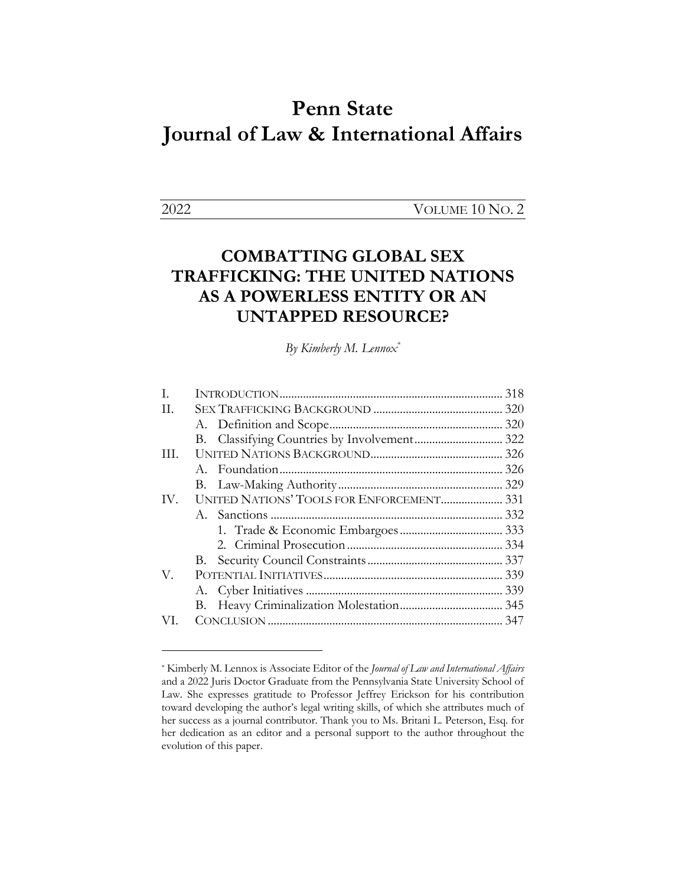# Penn State Journal of Law & International Affairs

2022 VOLUME 10 NO. 2

## COMBATTING GLOBAL SEX TRAFFICKING: THE UNITED NATIONS AS A POWERLESS ENTITY OR AN UNTAPPED RESOURCE?

*By Kimberly M. Lennox*[*]

| | | |
|---|---|---|
| I. | INTRODUCTION | 318 |
| II. | SEX TRAFFICKING BACKGROUND | 320 |
| | A. Definition and Scope | 320 |
| | B. Classifying Countries by Involvement | 322 |
| III. | UNITED NATIONS BACKGROUND | 326 |
| | A. Foundation | 326 |
| | B. Law-Making Authority | 329 |
| IV. | UNITED NATIONS' TOOLS FOR ENFORCEMENT | 331 |
| | A. Sanctions | 332 |
| | 1. Trade & Economic Embargoes | 333 |
| | 2. Criminal Prosecution | 334 |
| | B. Security Council Constraints | 337 |
| V. | POTENTIAL INITIATIVES | 339 |
| | A. Cyber Initiatives | 339 |
| | B. Heavy Criminalization Molestation | 345 |
| VI. | CONCLUSION | 347 |

---

[*] Kimberly M. Lennox is Associate Editor of the *Journal of Law and International Affairs* and a 2022 Juris Doctor Graduate from the Pennsylvania State University School of Law. She expresses gratitude to Professor Jeffrey Erickson for his contribution toward developing the author's legal writing skills, of which she attributes much of her success as a journal contributor. Thank you to Ms. Britani L. Peterson, Esq. for her dedication as an editor and a personal support to the author throughout the evolution of this paper.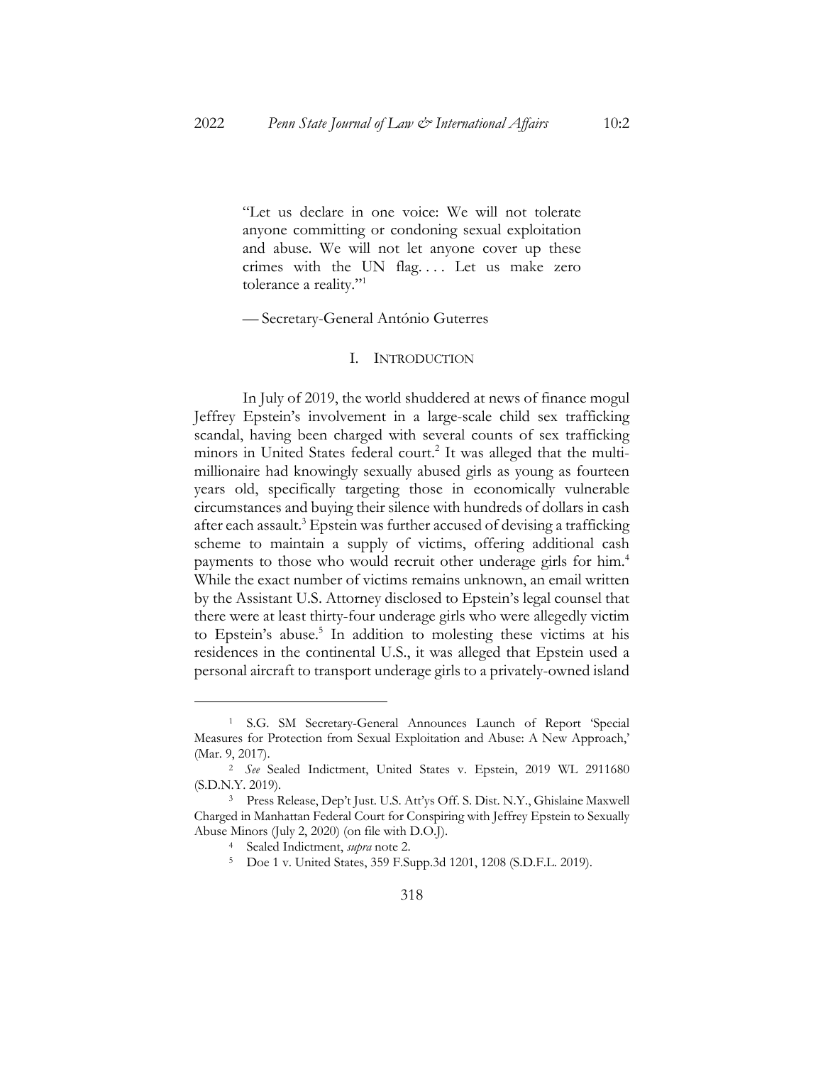> "Let us declare in one voice: We will not tolerate anyone committing or condoning sexual exploitation and abuse. We will not let anyone cover up these crimes with the UN flag. . . . Let us make zero tolerance a reality."[1]
>
> — Secretary-General António Guterres

## I. INTRODUCTION

In July of 2019, the world shuddered at news of finance mogul Jeffrey Epstein's involvement in a large-scale child sex trafficking scandal, having been charged with several counts of sex trafficking minors in United States federal court.[2] It was alleged that the multi-millionaire had knowingly sexually abused girls as young as fourteen years old, specifically targeting those in economically vulnerable circumstances and buying their silence with hundreds of dollars in cash after each assault.[3] Epstein was further accused of devising a trafficking scheme to maintain a supply of victims, offering additional cash payments to those who would recruit other underage girls for him.[4] While the exact number of victims remains unknown, an email written by the Assistant U.S. Attorney disclosed to Epstein's legal counsel that there were at least thirty-four underage girls who were allegedly victim to Epstein's abuse.[5] In addition to molesting these victims at his residences in the continental U.S., it was alleged that Epstein used a personal aircraft to transport underage girls to a privately-owned island

---

[1] S.G. SM Secretary-General Announces Launch of Report 'Special Measures for Protection from Sexual Exploitation and Abuse: A New Approach,' (Mar. 9, 2017).

[2] *See* Sealed Indictment, United States v. Epstein, 2019 WL 2911680 (S.D.N.Y. 2019).

[3] Press Release, Dep't Just. U.S. Att'ys Off. S. Dist. N.Y., Ghislaine Maxwell Charged in Manhattan Federal Court for Conspiring with Jeffrey Epstein to Sexually Abuse Minors (July 2, 2020) (on file with D.O.J).

[4] Sealed Indictment, *supra* note 2.

[5] Doe 1 v. United States, 359 F.Supp.3d 1201, 1208 (S.D.F.L. 2019).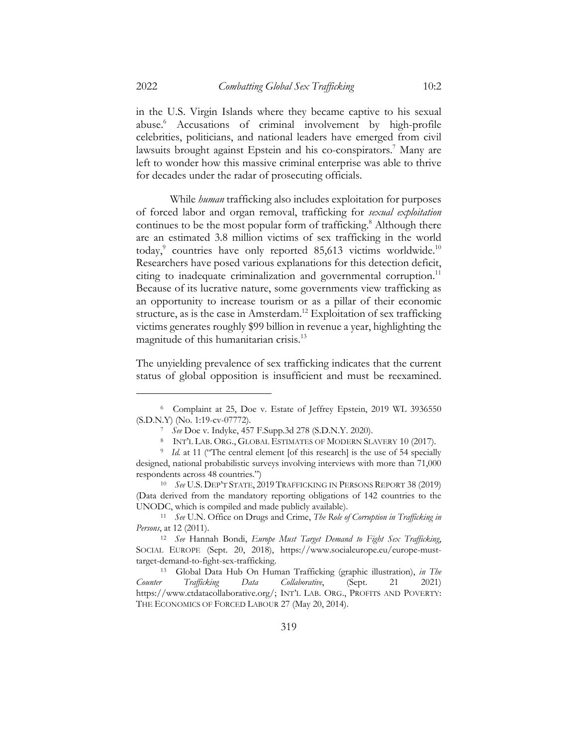in the U.S. Virgin Islands where they became captive to his sexual abuse.[6] Accusations of criminal involvement by high-profile celebrities, politicians, and national leaders have emerged from civil lawsuits brought against Epstein and his co-conspirators.[7] Many are left to wonder how this massive criminal enterprise was able to thrive for decades under the radar of prosecuting officials.

While *human* trafficking also includes exploitation for purposes of forced labor and organ removal, trafficking for *sexual exploitation* continues to be the most popular form of trafficking.[8] Although there are an estimated 3.8 million victims of sex trafficking in the world today,[9] countries have only reported 85,613 victims worldwide.[10] Researchers have posed various explanations for this detection deficit, citing to inadequate criminalization and governmental corruption.[11] Because of its lucrative nature, some governments view trafficking as an opportunity to increase tourism or as a pillar of their economic structure, as is the case in Amsterdam.[12] Exploitation of sex trafficking victims generates roughly $99 billion in revenue a year, highlighting the magnitude of this humanitarian crisis.[13]

The unyielding prevalence of sex trafficking indicates that the current status of global opposition is insufficient and must be reexamined.

---

[6] Complaint at 25, Doe v. Estate of Jeffrey Epstein, 2019 WL 3936550 (S.D.N.Y) (No. 1:19-cv-07772).

[7] *See* Doe v. Indyke, 457 F.Supp.3d 278 (S.D.N.Y. 2020).

[8] INT'L LAB. ORG., GLOBAL ESTIMATES OF MODERN SLAVERY 10 (2017).

[9] *Id.* at 11 ("The central element [of this research] is the use of 54 specially designed, national probabilistic surveys involving interviews with more than 71,000 respondents across 48 countries.")

[10] *See* U.S. DEP'T STATE, 2019 TRAFFICKING IN PERSONS REPORT 38 (2019) (Data derived from the mandatory reporting obligations of 142 countries to the UNODC, which is compiled and made publicly available).

[11] *See* U.N. Office on Drugs and Crime, *The Role of Corruption in Trafficking in Persons*, at 12 (2011).

[12] *See* Hannah Bondi, *Europe Must Target Demand to Fight Sex Trafficking*, SOCIAL EUROPE (Sept. 20, 2018), https://www.socialeurope.eu/europe-must-target-demand-to-fight-sex-trafficking.

[13] Global Data Hub On Human Trafficking (graphic illustration), *in The Counter Trafficking Data Collaborative*, (Sept. 21 2021) https://www.ctdatacollaborative.org/; INT'L LAB. ORG., PROFITS AND POVERTY: THE ECONOMICS OF FORCED LABOUR 27 (May 20, 2014).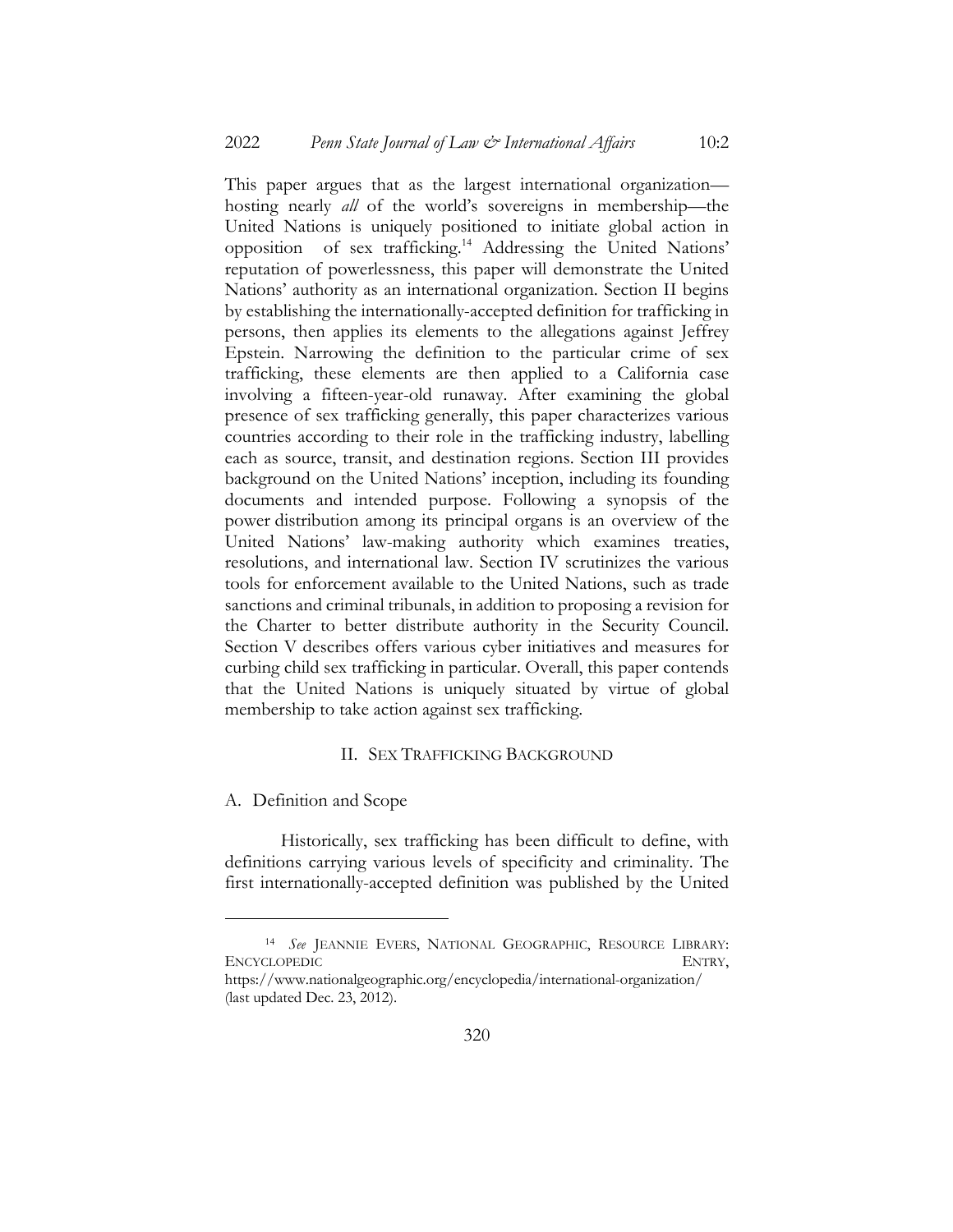This paper argues that as the largest international organization—hosting nearly *all* of the world's sovereigns in membership—the United Nations is uniquely positioned to initiate global action in opposition of sex trafficking.[14] Addressing the United Nations' reputation of powerlessness, this paper will demonstrate the United Nations' authority as an international organization. Section II begins by establishing the internationally-accepted definition for trafficking in persons, then applies its elements to the allegations against Jeffrey Epstein. Narrowing the definition to the particular crime of sex trafficking, these elements are then applied to a California case involving a fifteen-year-old runaway. After examining the global presence of sex trafficking generally, this paper characterizes various countries according to their role in the trafficking industry, labelling each as source, transit, and destination regions. Section III provides background on the United Nations' inception, including its founding documents and intended purpose. Following a synopsis of the power distribution among its principal organs is an overview of the United Nations' law-making authority which examines treaties, resolutions, and international law. Section IV scrutinizes the various tools for enforcement available to the United Nations, such as trade sanctions and criminal tribunals, in addition to proposing a revision for the Charter to better distribute authority in the Security Council. Section V describes offers various cyber initiatives and measures for curbing child sex trafficking in particular. Overall, this paper contends that the United Nations is uniquely situated by virtue of global membership to take action against sex trafficking.

## II. SEX TRAFFICKING BACKGROUND

### A. Definition and Scope

Historically, sex trafficking has been difficult to define, with definitions carrying various levels of specificity and criminality. The first internationally-accepted definition was published by the United

---

[14] *See* JEANNIE EVERS, NATIONAL GEOGRAPHIC, RESOURCE LIBRARY: ENCYCLOPEDIC ENTRY, https://www.nationalgeographic.org/encyclopedia/international-organization/ (last updated Dec. 23, 2012).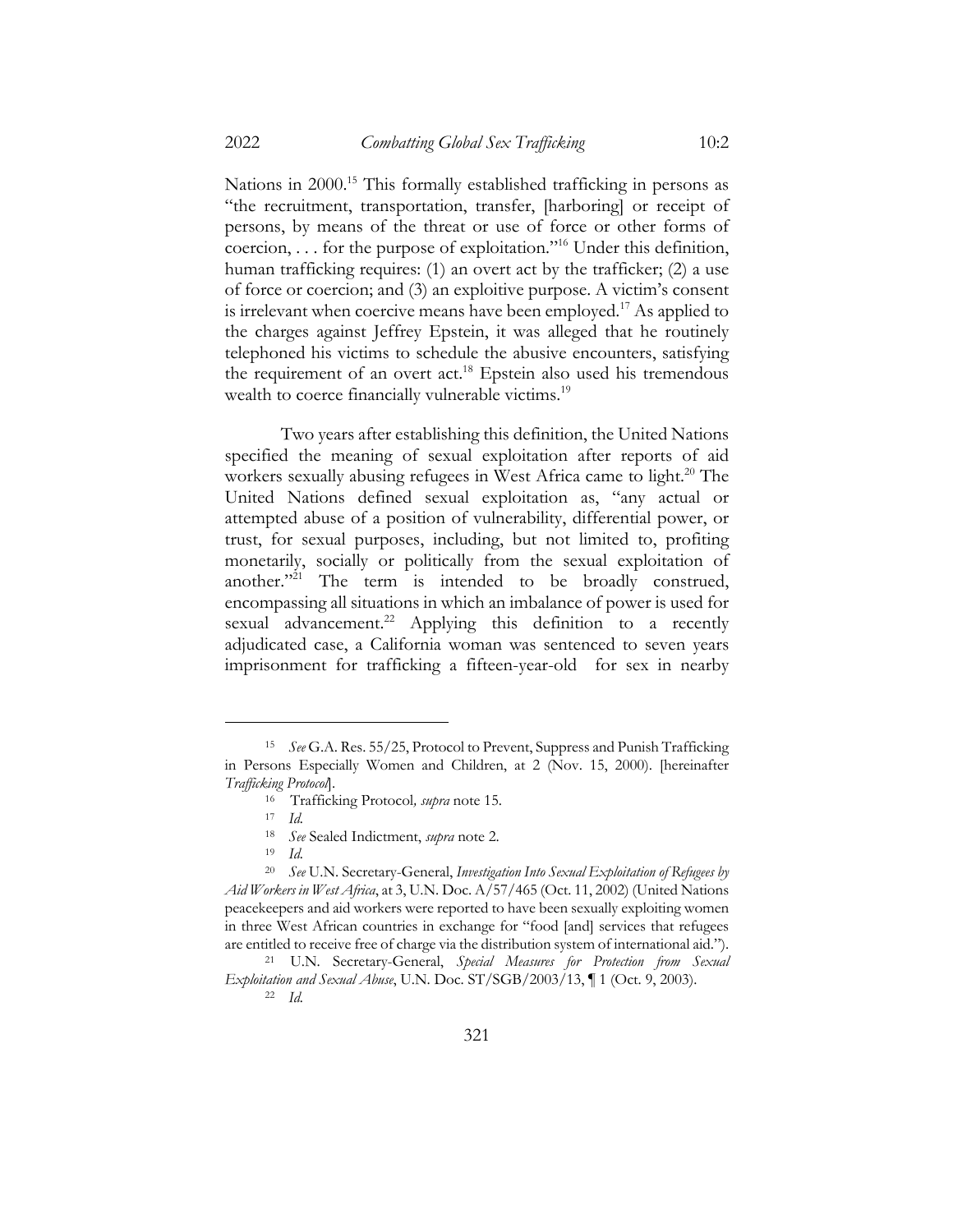Nations in 2000.[15] This formally established trafficking in persons as "the recruitment, transportation, transfer, [harboring] or receipt of persons, by means of the threat or use of force or other forms of coercion, . . . for the purpose of exploitation."[16] Under this definition, human trafficking requires: (1) an overt act by the trafficker; (2) a use of force or coercion; and (3) an exploitive purpose. A victim's consent is irrelevant when coercive means have been employed.[17] As applied to the charges against Jeffrey Epstein, it was alleged that he routinely telephoned his victims to schedule the abusive encounters, satisfying the requirement of an overt act.[18] Epstein also used his tremendous wealth to coerce financially vulnerable victims.[19]

Two years after establishing this definition, the United Nations specified the meaning of sexual exploitation after reports of aid workers sexually abusing refugees in West Africa came to light.[20] The United Nations defined sexual exploitation as, "any actual or attempted abuse of a position of vulnerability, differential power, or trust, for sexual purposes, including, but not limited to, profiting monetarily, socially or politically from the sexual exploitation of another."[21] The term is intended to be broadly construed, encompassing all situations in which an imbalance of power is used for sexual advancement.[22] Applying this definition to a recently adjudicated case, a California woman was sentenced to seven years imprisonment for trafficking a fifteen-year-old for sex in nearby

---

[15] *See* G.A. Res. 55/25, Protocol to Prevent, Suppress and Punish Trafficking in Persons Especially Women and Children, at 2 (Nov. 15, 2000). [hereinafter *Trafficking Protocol*].

[16] Trafficking Protocol*, supra* note 15.

[17] *Id.*

[18] *See* Sealed Indictment, *supra* note 2.

[19] *Id.*

[20] *See* U.N. Secretary-General, *Investigation Into Sexual Exploitation of Refugees by Aid Workers in West Africa*, at 3, U.N. Doc. A/57/465 (Oct. 11, 2002) (United Nations peacekeepers and aid workers were reported to have been sexually exploiting women in three West African countries in exchange for "food [and] services that refugees are entitled to receive free of charge via the distribution system of international aid.").

[21] U.N. Secretary-General, *Special Measures for Protection from Sexual Exploitation and Sexual Abuse*, U.N. Doc. ST/SGB/2003/13, ¶ 1 (Oct. 9, 2003).

[22] *Id.*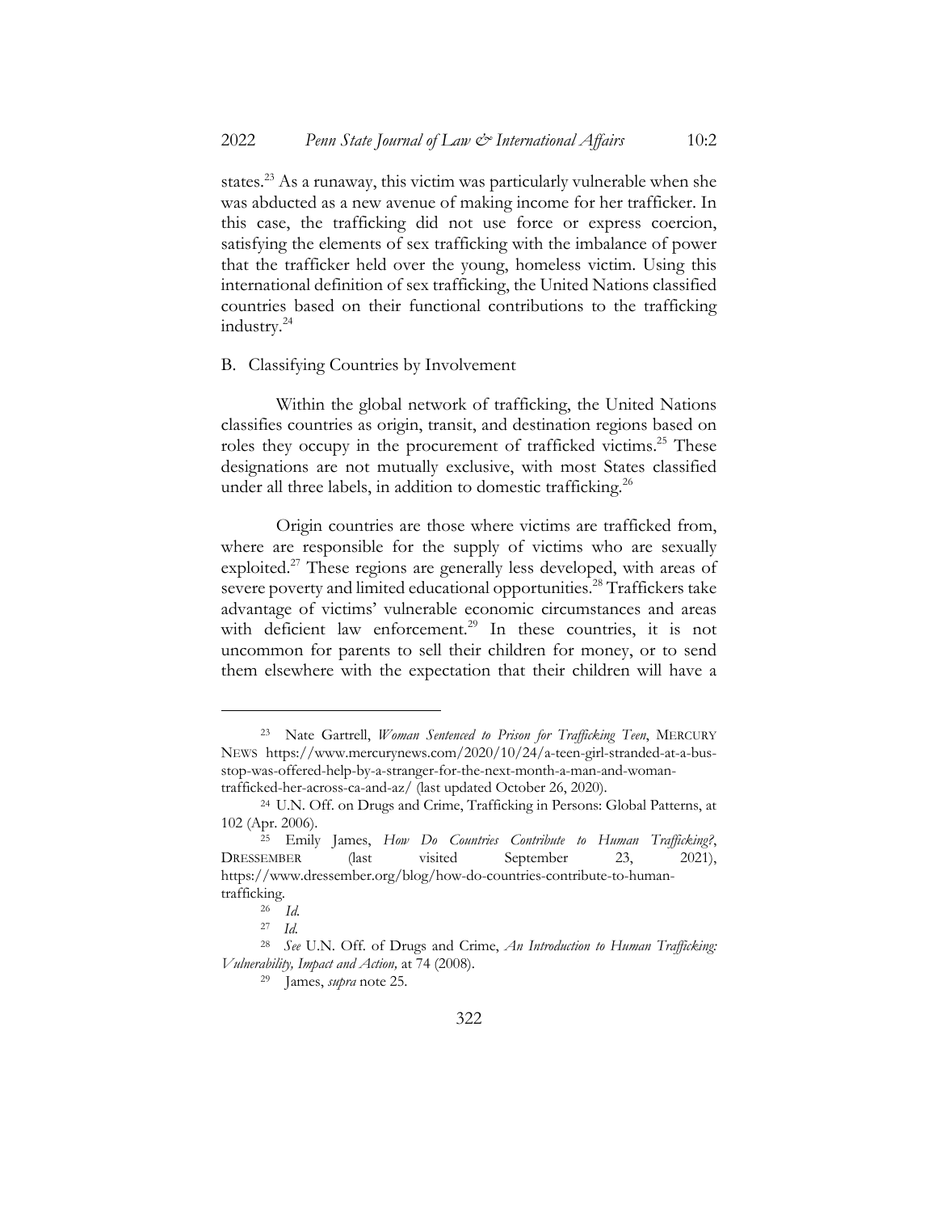states.[23] As a runaway, this victim was particularly vulnerable when she was abducted as a new avenue of making income for her trafficker. In this case, the trafficking did not use force or express coercion, satisfying the elements of sex trafficking with the imbalance of power that the trafficker held over the young, homeless victim. Using this international definition of sex trafficking, the United Nations classified countries based on their functional contributions to the trafficking industry.[24]

## B. Classifying Countries by Involvement

Within the global network of trafficking, the United Nations classifies countries as origin, transit, and destination regions based on roles they occupy in the procurement of trafficked victims.[25] These designations are not mutually exclusive, with most States classified under all three labels, in addition to domestic trafficking.[26]

Origin countries are those where victims are trafficked from, where are responsible for the supply of victims who are sexually exploited.[27] These regions are generally less developed, with areas of severe poverty and limited educational opportunities.[28] Traffickers take advantage of victims' vulnerable economic circumstances and areas with deficient law enforcement.[29] In these countries, it is not uncommon for parents to sell their children for money, or to send them elsewhere with the expectation that their children will have a

---

[23] Nate Gartrell, *Woman Sentenced to Prison for Trafficking Teen*, MERCURY NEWS https://www.mercurynews.com/2020/10/24/a-teen-girl-stranded-at-a-bus-stop-was-offered-help-by-a-stranger-for-the-next-month-a-man-and-woman-trafficked-her-across-ca-and-az/ (last updated October 26, 2020).

[24] U.N. Off. on Drugs and Crime, Trafficking in Persons: Global Patterns, at 102 (Apr. 2006).

[25] Emily James, *How Do Countries Contribute to Human Trafficking?*, DRESSEMBER (last visited September 23, 2021), https://www.dressember.org/blog/how-do-countries-contribute-to-human-trafficking.

[26] *Id.*

[27] *Id.*

[28] *See* U.N. Off. of Drugs and Crime, *An Introduction to Human Trafficking: Vulnerability, Impact and Action,* at 74 (2008).

[29] James, *supra* note 25.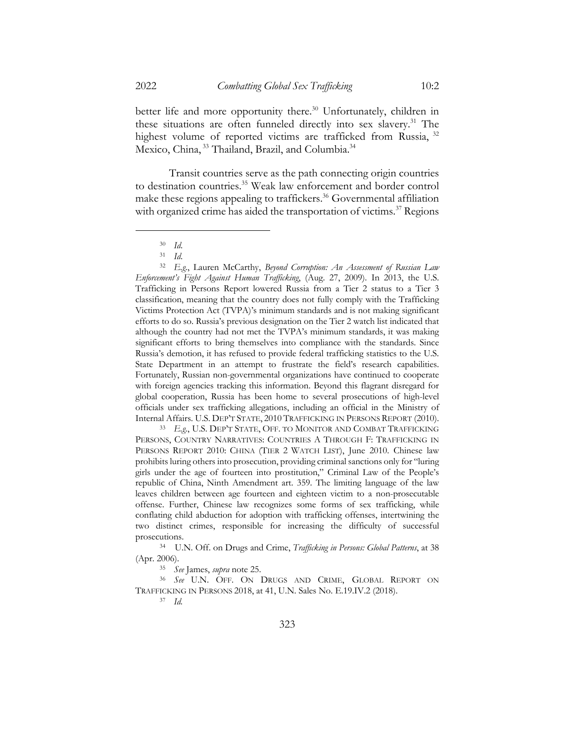better life and more opportunity there.[30] Unfortunately, children in these situations are often funneled directly into sex slavery.[31] The highest volume of reported victims are trafficked from Russia, [32] Mexico, China, [33] Thailand, Brazil, and Columbia.[34]

Transit countries serve as the path connecting origin countries to destination countries.[35] Weak law enforcement and border control make these regions appealing to traffickers.[36] Governmental affiliation with organized crime has aided the transportation of victims.[37] Regions

---

[30] *Id.*

[31] *Id.*

[32] *E.g.*, Lauren McCarthy, *Beyond Corruption: An Assessment of Russian Law Enforcement's Fight Against Human Trafficking*, (Aug. 27, 2009). In 2013, the U.S. Trafficking in Persons Report lowered Russia from a Tier 2 status to a Tier 3 classification, meaning that the country does not fully comply with the Trafficking Victims Protection Act (TVPA)'s minimum standards and is not making significant efforts to do so. Russia's previous designation on the Tier 2 watch list indicated that although the country had not met the TVPA's minimum standards, it was making significant efforts to bring themselves into compliance with the standards. Since Russia's demotion, it has refused to provide federal trafficking statistics to the U.S. State Department in an attempt to frustrate the field's research capabilities. Fortunately, Russian non-governmental organizations have continued to cooperate with foreign agencies tracking this information. Beyond this flagrant disregard for global cooperation, Russia has been home to several prosecutions of high-level officials under sex trafficking allegations, including an official in the Ministry of Internal Affairs. U.S. DEP'T STATE, 2010 TRAFFICKING IN PERSONS REPORT (2010).

[33] *E.g.*, U.S. DEP'T STATE, OFF. TO MONITOR AND COMBAT TRAFFICKING PERSONS, COUNTRY NARRATIVES: COUNTRIES A THROUGH F: TRAFFICKING IN PERSONS REPORT 2010: CHINA (TIER 2 WATCH LIST), June 2010. Chinese law prohibits luring others into prosecution, providing criminal sanctions only for "luring girls under the age of fourteen into prostitution," Criminal Law of the People's republic of China, Ninth Amendment art. 359. The limiting language of the law leaves children between age fourteen and eighteen victim to a non-prosecutable offense. Further, Chinese law recognizes some forms of sex trafficking, while conflating child abduction for adoption with trafficking offenses, intertwining the two distinct crimes, responsible for increasing the difficulty of successful prosecutions.

[34] U.N. Off. on Drugs and Crime, *Trafficking in Persons: Global Patterns*, at 38 (Apr. 2006).

[35] *See* James, *supra* note 25.

[36] *See* U.N. OFF. ON DRUGS AND CRIME, GLOBAL REPORT ON TRAFFICKING IN PERSONS 2018, at 41, U.N. Sales No. E.19.IV.2 (2018).

[37] *Id.*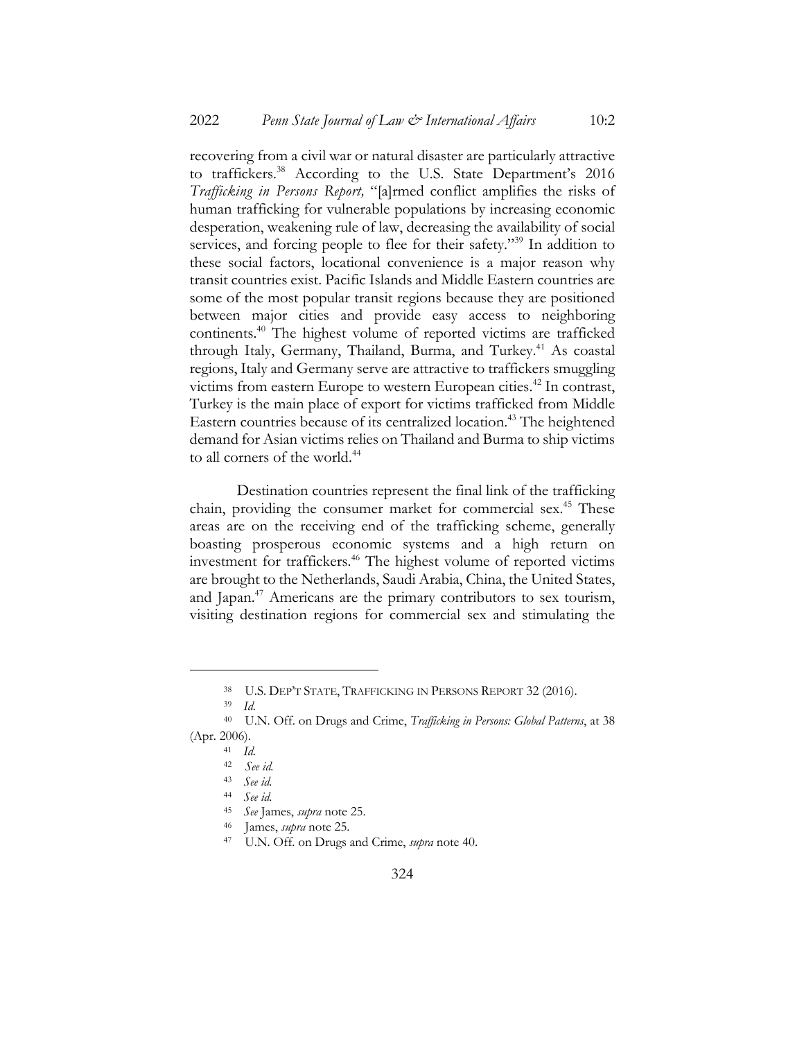recovering from a civil war or natural disaster are particularly attractive to traffickers.[38] According to the U.S. State Department's 2016 *Trafficking in Persons Report,* "[a]rmed conflict amplifies the risks of human trafficking for vulnerable populations by increasing economic desperation, weakening rule of law, decreasing the availability of social services, and forcing people to flee for their safety."[39] In addition to these social factors, locational convenience is a major reason why transit countries exist. Pacific Islands and Middle Eastern countries are some of the most popular transit regions because they are positioned between major cities and provide easy access to neighboring continents.[40] The highest volume of reported victims are trafficked through Italy, Germany, Thailand, Burma, and Turkey.[41] As coastal regions, Italy and Germany serve are attractive to traffickers smuggling victims from eastern Europe to western European cities.[42] In contrast, Turkey is the main place of export for victims trafficked from Middle Eastern countries because of its centralized location.[43] The heightened demand for Asian victims relies on Thailand and Burma to ship victims to all corners of the world.[44]

Destination countries represent the final link of the trafficking chain, providing the consumer market for commercial sex.[45] These areas are on the receiving end of the trafficking scheme, generally boasting prosperous economic systems and a high return on investment for traffickers.[46] The highest volume of reported victims are brought to the Netherlands, Saudi Arabia, China, the United States, and Japan.[47] Americans are the primary contributors to sex tourism, visiting destination regions for commercial sex and stimulating the

---

[38] U.S. DEP'T STATE, TRAFFICKING IN PERSONS REPORT 32 (2016).

[39] *Id.*

[40] U.N. Off. on Drugs and Crime, *Trafficking in Persons: Global Patterns*, at 38 (Apr. 2006).

[41] *Id.*

[42] *See id.*

[43] *See id.*

[44] *See id.*

[45] *See* James, *supra* note 25.

[46] James, *supra* note 25.

[47] U.N. Off. on Drugs and Crime, *supra* note 40.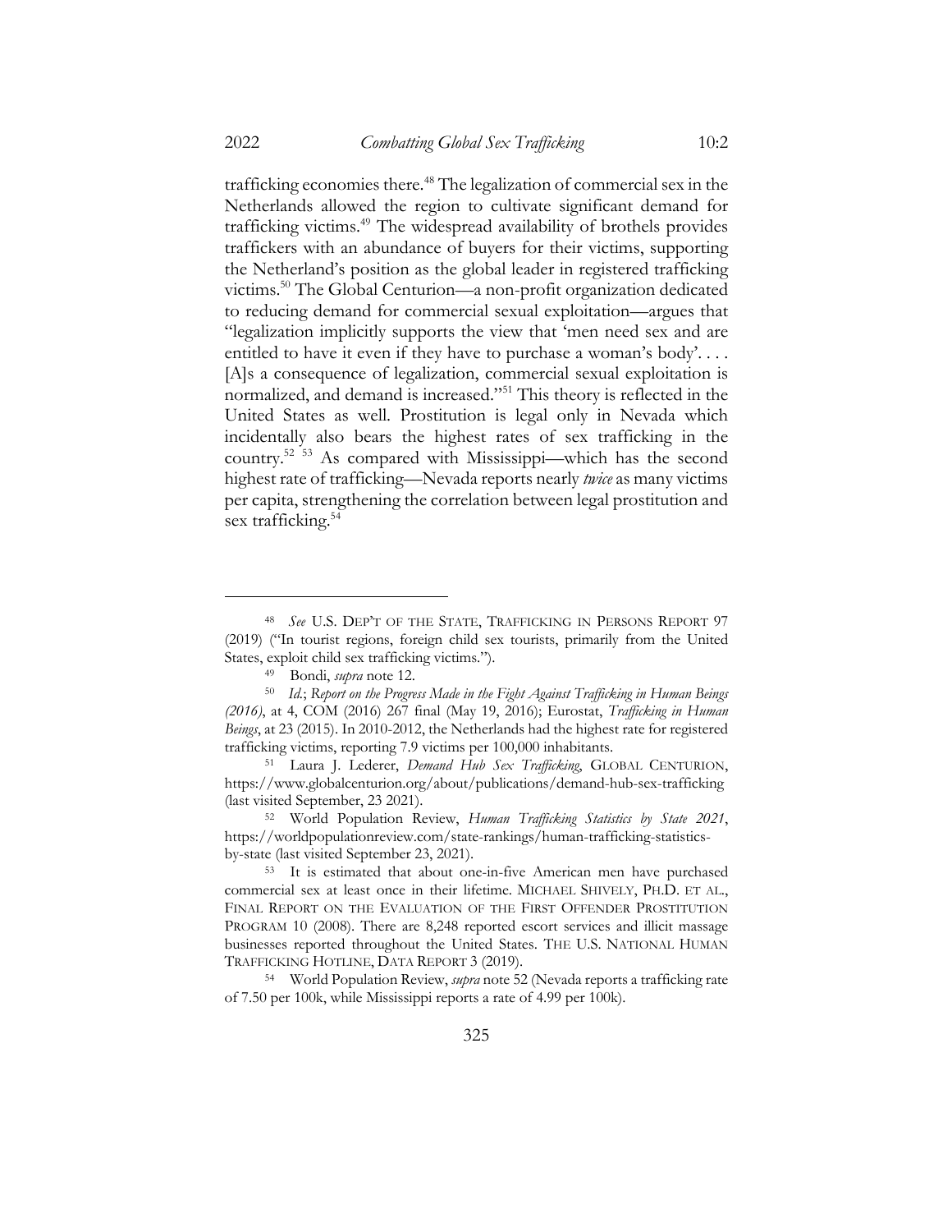trafficking economies there.[48] The legalization of commercial sex in the Netherlands allowed the region to cultivate significant demand for trafficking victims.[49] The widespread availability of brothels provides traffickers with an abundance of buyers for their victims, supporting the Netherland's position as the global leader in registered trafficking victims.[50] The Global Centurion—a non-profit organization dedicated to reducing demand for commercial sexual exploitation—argues that "legalization implicitly supports the view that 'men need sex and are entitled to have it even if they have to purchase a woman's body'. . . . [A]s a consequence of legalization, commercial sexual exploitation is normalized, and demand is increased."[51] This theory is reflected in the United States as well. Prostitution is legal only in Nevada which incidentally also bears the highest rates of sex trafficking in the country.[52] [53] As compared with Mississippi—which has the second highest rate of trafficking—Nevada reports nearly *twice* as many victims per capita, strengthening the correlation between legal prostitution and sex trafficking.[54]

---

[48] *See* U.S. DEP'T OF THE STATE, TRAFFICKING IN PERSONS REPORT 97 (2019) ("In tourist regions, foreign child sex tourists, primarily from the United States, exploit child sex trafficking victims.").

[49] Bondi, *supra* note 12.

[50] *Id.*; *Report on the Progress Made in the Fight Against Trafficking in Human Beings (2016)*, at 4, COM (2016) 267 final (May 19, 2016); Eurostat, *Trafficking in Human Beings*, at 23 (2015). In 2010-2012, the Netherlands had the highest rate for registered trafficking victims, reporting 7.9 victims per 100,000 inhabitants.

[51] Laura J. Lederer, *Demand Hub Sex Trafficking*, GLOBAL CENTURION, https://www.globalcenturion.org/about/publications/demand-hub-sex-trafficking (last visited September, 23 2021).

[52] World Population Review, *Human Trafficking Statistics by State 2021*, https://worldpopulationreview.com/state-rankings/human-trafficking-statistics-by-state (last visited September 23, 2021).

[53] It is estimated that about one-in-five American men have purchased commercial sex at least once in their lifetime. MICHAEL SHIVELY, PH.D. ET AL., FINAL REPORT ON THE EVALUATION OF THE FIRST OFFENDER PROSTITUTION PROGRAM 10 (2008). There are 8,248 reported escort services and illicit massage businesses reported throughout the United States. THE U.S. NATIONAL HUMAN TRAFFICKING HOTLINE, DATA REPORT 3 (2019).

[54] World Population Review, *supra* note 52 (Nevada reports a trafficking rate of 7.50 per 100k, while Mississippi reports a rate of 4.99 per 100k).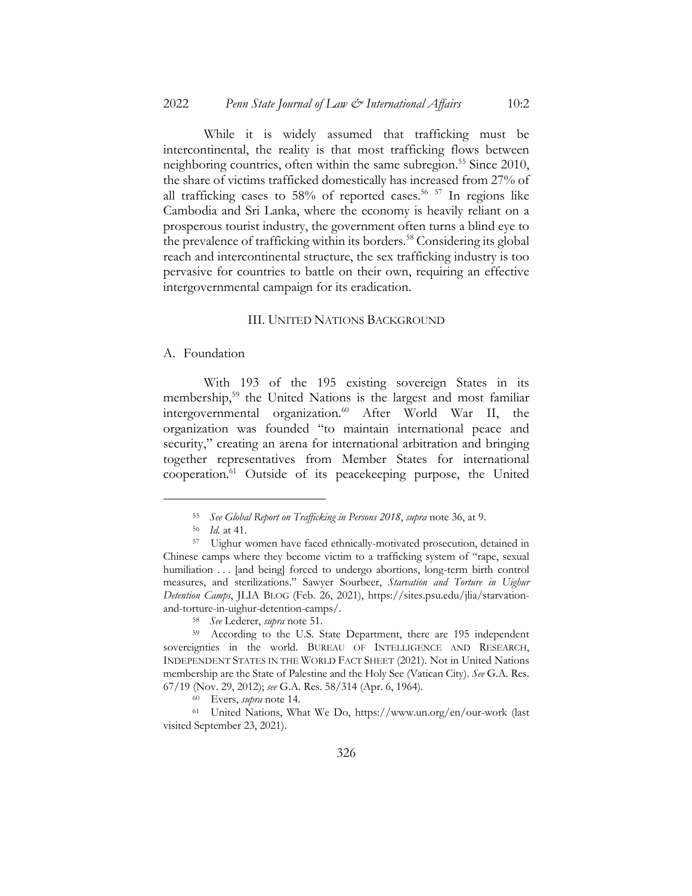While it is widely assumed that trafficking must be intercontinental, the reality is that most trafficking flows between neighboring countries, often within the same subregion.[55] Since 2010, the share of victims trafficked domestically has increased from 27% of all trafficking cases to 58% of reported cases.[56] [57] In regions like Cambodia and Sri Lanka, where the economy is heavily reliant on a prosperous tourist industry, the government often turns a blind eye to the prevalence of trafficking within its borders.[58] Considering its global reach and intercontinental structure, the sex trafficking industry is too pervasive for countries to battle on their own, requiring an effective intergovernmental campaign for its eradication.

## III. UNITED NATIONS BACKGROUND

### A. Foundation

With 193 of the 195 existing sovereign States in its membership,[59] the United Nations is the largest and most familiar intergovernmental organization.[60] After World War II, the organization was founded "to maintain international peace and security," creating an arena for international arbitration and bringing together representatives from Member States for international cooperation.[61] Outside of its peacekeeping purpose, the United

---

[55] *See Global Report on Trafficking in Persons 2018*, *supra* note 36, at 9.

[56] *Id.* at 41.

[57] Uighur women have faced ethnically-motivated prosecution, detained in Chinese camps where they become victim to a trafficking system of "rape, sexual humiliation . . . [and being] forced to undergo abortions, long-term birth control measures, and sterilizations." Sawyer Sourbeer, *Starvation and Torture in Uighur Detention Camps*, JLIA BLOG (Feb. 26, 2021), https://sites.psu.edu/jlia/starvation-and-torture-in-uighur-detention-camps/.

[58] *See* Lederer, *supra* note 51.

[59] According to the U.S. State Department, there are 195 independent sovereignties in the world. BUREAU OF INTELLIGENCE AND RESEARCH, INDEPENDENT STATES IN THE WORLD FACT SHEET (2021). Not in United Nations membership are the State of Palestine and the Holy See (Vatican City). *See* G.A. Res. 67/19 (Nov. 29, 2012); *see* G.A. Res. 58/314 (Apr. 6, 1964).

[60] Evers, *supra* note 14.

[61] United Nations, What We Do, https://www.un.org/en/our-work (last visited September 23, 2021).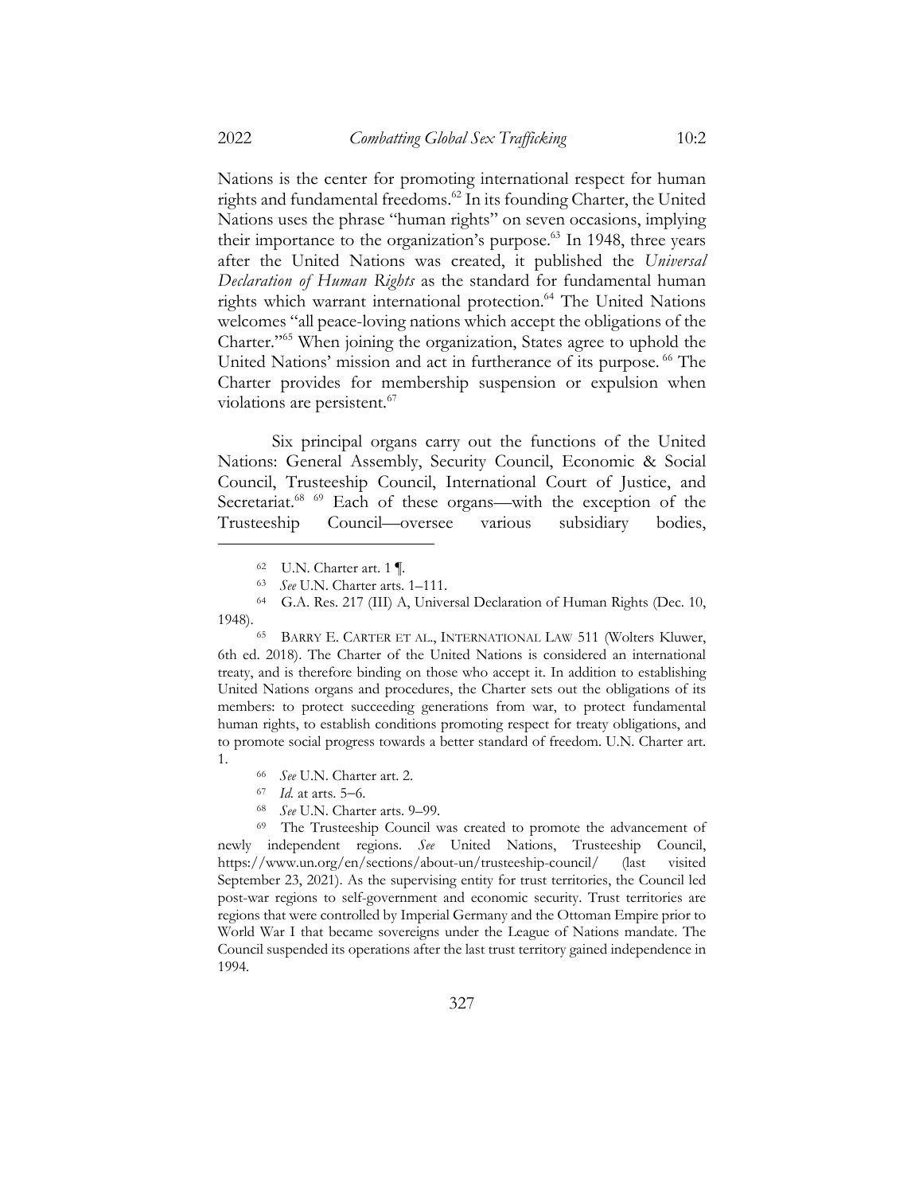Nations is the center for promoting international respect for human rights and fundamental freedoms.[62] In its founding Charter, the United Nations uses the phrase "human rights" on seven occasions, implying their importance to the organization's purpose.[63] In 1948, three years after the United Nations was created, it published the *Universal Declaration of Human Rights* as the standard for fundamental human rights which warrant international protection.[64] The United Nations welcomes "all peace-loving nations which accept the obligations of the Charter."[65] When joining the organization, States agree to uphold the United Nations' mission and act in furtherance of its purpose.[66] The Charter provides for membership suspension or expulsion when violations are persistent.[67]

Six principal organs carry out the functions of the United Nations: General Assembly, Security Council, Economic & Social Council, Trusteeship Council, International Court of Justice, and Secretariat.[68] [69] Each of these organs—with the exception of the Trusteeship Council—oversee various subsidiary bodies,

---

[62] U.N. Charter art. 1 ¶.

[63] *See* U.N. Charter arts. 1–111.

[64] G.A. Res. 217 (III) A, Universal Declaration of Human Rights (Dec. 10, 1948).

[65] BARRY E. CARTER ET AL., INTERNATIONAL LAW 511 (Wolters Kluwer, 6th ed. 2018). The Charter of the United Nations is considered an international treaty, and is therefore binding on those who accept it. In addition to establishing United Nations organs and procedures, the Charter sets out the obligations of its members: to protect succeeding generations from war, to protect fundamental human rights, to establish conditions promoting respect for treaty obligations, and to promote social progress towards a better standard of freedom. U.N. Charter art. 1.

[66] *See* U.N. Charter art. 2.

[67] *Id.* at arts. 5–6.

[68] *See* U.N. Charter arts. 9–99.

[69] The Trusteeship Council was created to promote the advancement of newly independent regions. *See* United Nations, Trusteeship Council, https://www.un.org/en/sections/about-un/trusteeship-council/ (last visited September 23, 2021). As the supervising entity for trust territories, the Council led post-war regions to self-government and economic security. Trust territories are regions that were controlled by Imperial Germany and the Ottoman Empire prior to World War I that became sovereigns under the League of Nations mandate. The Council suspended its operations after the last trust territory gained independence in 1994.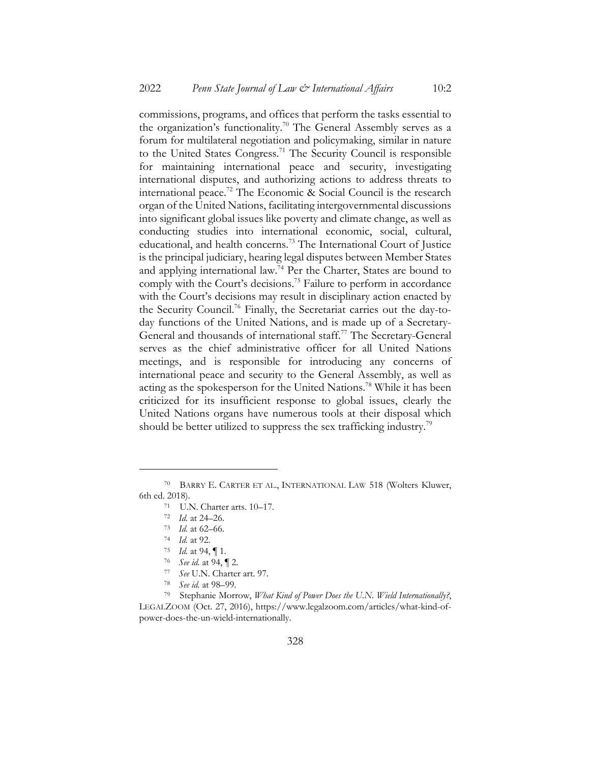commissions, programs, and offices that perform the tasks essential to the organization's functionality.[70] The General Assembly serves as a forum for multilateral negotiation and policymaking, similar in nature to the United States Congress.[71] The Security Council is responsible for maintaining international peace and security, investigating international disputes, and authorizing actions to address threats to international peace.[72] The Economic & Social Council is the research organ of the United Nations, facilitating intergovernmental discussions into significant global issues like poverty and climate change, as well as conducting studies into international economic, social, cultural, educational, and health concerns.[73] The International Court of Justice is the principal judiciary, hearing legal disputes between Member States and applying international law.[74] Per the Charter, States are bound to comply with the Court's decisions.[75] Failure to perform in accordance with the Court's decisions may result in disciplinary action enacted by the Security Council.[76] Finally, the Secretariat carries out the day-to-day functions of the United Nations, and is made up of a Secretary-General and thousands of international staff.[77] The Secretary-General serves as the chief administrative officer for all United Nations meetings, and is responsible for introducing any concerns of international peace and security to the General Assembly, as well as acting as the spokesperson for the United Nations.[78] While it has been criticized for its insufficient response to global issues, clearly the United Nations organs have numerous tools at their disposal which should be better utilized to suppress the sex trafficking industry.[79]

---

[70] BARRY E. CARTER ET AL., INTERNATIONAL LAW 518 (Wolters Kluwer, 6th ed. 2018).

[71] U.N. Charter arts. 10–17.

[72] *Id.* at 24–26.

[73] *Id.* at 62–66.

[74] *Id.* at 92.

[75] *Id.* at 94, ¶ 1.

[76] *See id.* at 94, ¶ 2.

[77] *See* U.N. Charter art. 97.

[78] *See id.* at 98–99.

[79] Stephanie Morrow, *What Kind of Power Does the U.N. Wield Internationally?*, LEGALZOOM (Oct. 27, 2016), https://www.legalzoom.com/articles/what-kind-of-power-does-the-un-wield-internationally.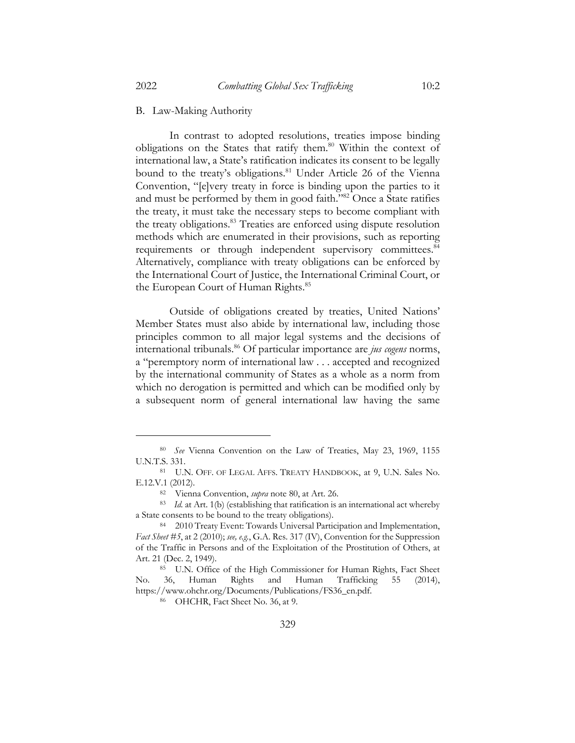## B. Law-Making Authority

In contrast to adopted resolutions, treaties impose binding obligations on the States that ratify them.[80] Within the context of international law, a State's ratification indicates its consent to be legally bound to the treaty's obligations.[81] Under Article 26 of the Vienna Convention, "[e]very treaty in force is binding upon the parties to it and must be performed by them in good faith."[82] Once a State ratifies the treaty, it must take the necessary steps to become compliant with the treaty obligations.[83] Treaties are enforced using dispute resolution methods which are enumerated in their provisions, such as reporting requirements or through independent supervisory committees.[84] Alternatively, compliance with treaty obligations can be enforced by the International Court of Justice, the International Criminal Court, or the European Court of Human Rights.[85]

Outside of obligations created by treaties, United Nations' Member States must also abide by international law, including those principles common to all major legal systems and the decisions of international tribunals.[86] Of particular importance are *jus cogens* norms, a "peremptory norm of international law . . . accepted and recognized by the international community of States as a whole as a norm from which no derogation is permitted and which can be modified only by a subsequent norm of general international law having the same

---

[80] *See* Vienna Convention on the Law of Treaties, May 23, 1969, 1155 U.N.T.S. 331.

[81] U.N. OFF. OF LEGAL AFFS. TREATY HANDBOOK, at 9, U.N. Sales No. E.12.V.1 (2012).

[82] Vienna Convention, *supra* note 80, at Art. 26.

[83] *Id.* at Art. 1(b) (establishing that ratification is an international act whereby a State consents to be bound to the treaty obligations).

[84] 2010 Treaty Event: Towards Universal Participation and Implementation, *Fact Sheet #5*, at 2 (2010); *see, e.g.*, G.A. Res. 317 (IV), Convention for the Suppression of the Traffic in Persons and of the Exploitation of the Prostitution of Others, at Art. 21 (Dec. 2, 1949).

[85] U.N. Office of the High Commissioner for Human Rights, Fact Sheet No. 36, Human Rights and Human Trafficking 55 (2014), https://www.ohchr.org/Documents/Publications/FS36_en.pdf.

[86] OHCHR, Fact Sheet No. 36, at 9.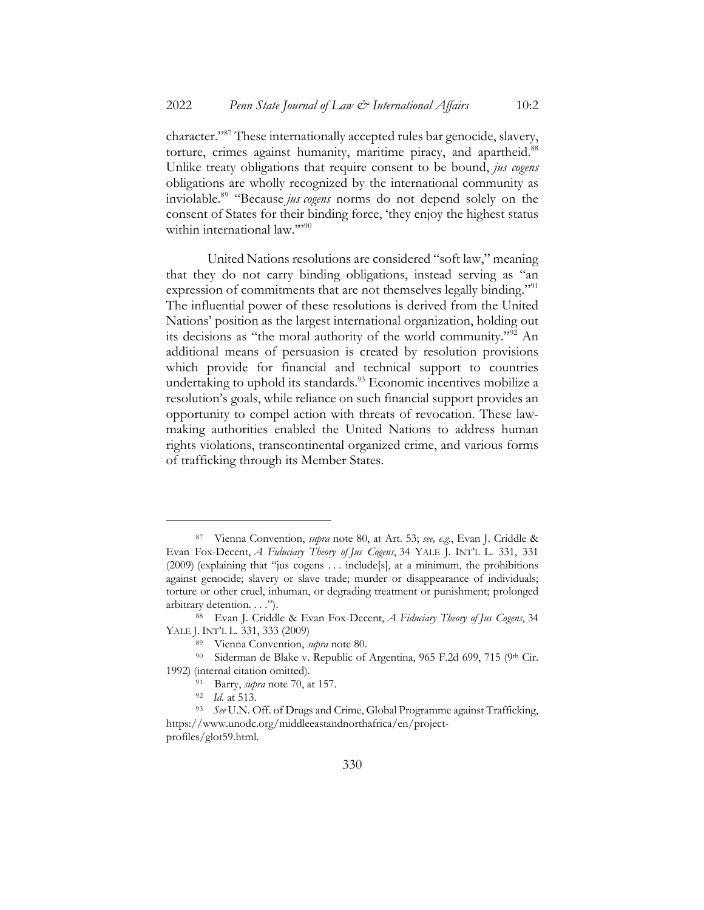character."[87] These internationally accepted rules bar genocide, slavery, torture, crimes against humanity, maritime piracy, and apartheid.[88] Unlike treaty obligations that require consent to be bound, *jus cogens* obligations are wholly recognized by the international community as inviolable.[89] "Because *jus cogens* norms do not depend solely on the consent of States for their binding force, 'they enjoy the highest status within international law.'"[90]

United Nations resolutions are considered "soft law," meaning that they do not carry binding obligations, instead serving as "an expression of commitments that are not themselves legally binding."[91] The influential power of these resolutions is derived from the United Nations' position as the largest international organization, holding out its decisions as "the moral authority of the world community."[92] An additional means of persuasion is created by resolution provisions which provide for financial and technical support to countries undertaking to uphold its standards.[93] Economic incentives mobilize a resolution's goals, while reliance on such financial support provides an opportunity to compel action with threats of revocation. These law-making authorities enabled the United Nations to address human rights violations, transcontinental organized crime, and various forms of trafficking through its Member States.

---

[87] Vienna Convention, *supra* note 80, at Art. 53; *see, e.g.*, Evan J. Criddle & Evan Fox-Decent, *A Fiduciary Theory of Jus Cogens*, 34 YALE J. INT'L L. 331, 331 (2009) (explaining that "jus cogens . . . include[s], at a minimum, the prohibitions against genocide; slavery or slave trade; murder or disappearance of individuals; torture or other cruel, inhuman, or degrading treatment or punishment; prolonged arbitrary detention. . . .").

[88] Evan J. Criddle & Evan Fox-Decent, *A Fiduciary Theory of Jus Cogens*, 34 YALE J. INT'L L. 331, 333 (2009)

[89] Vienna Convention, *supra* note 80.

[90] Siderman de Blake v. Republic of Argentina, 965 F.2d 699, 715 (9th Cir. 1992) (internal citation omitted).

[91] Barry, *supra* note 70, at 157.

[92] *Id.* at 513.

[93] *See* U.N. Off. of Drugs and Crime, Global Programme against Trafficking, https://www.unodc.org/middleeastandnorthafrica/en/project-profiles/glot59.html.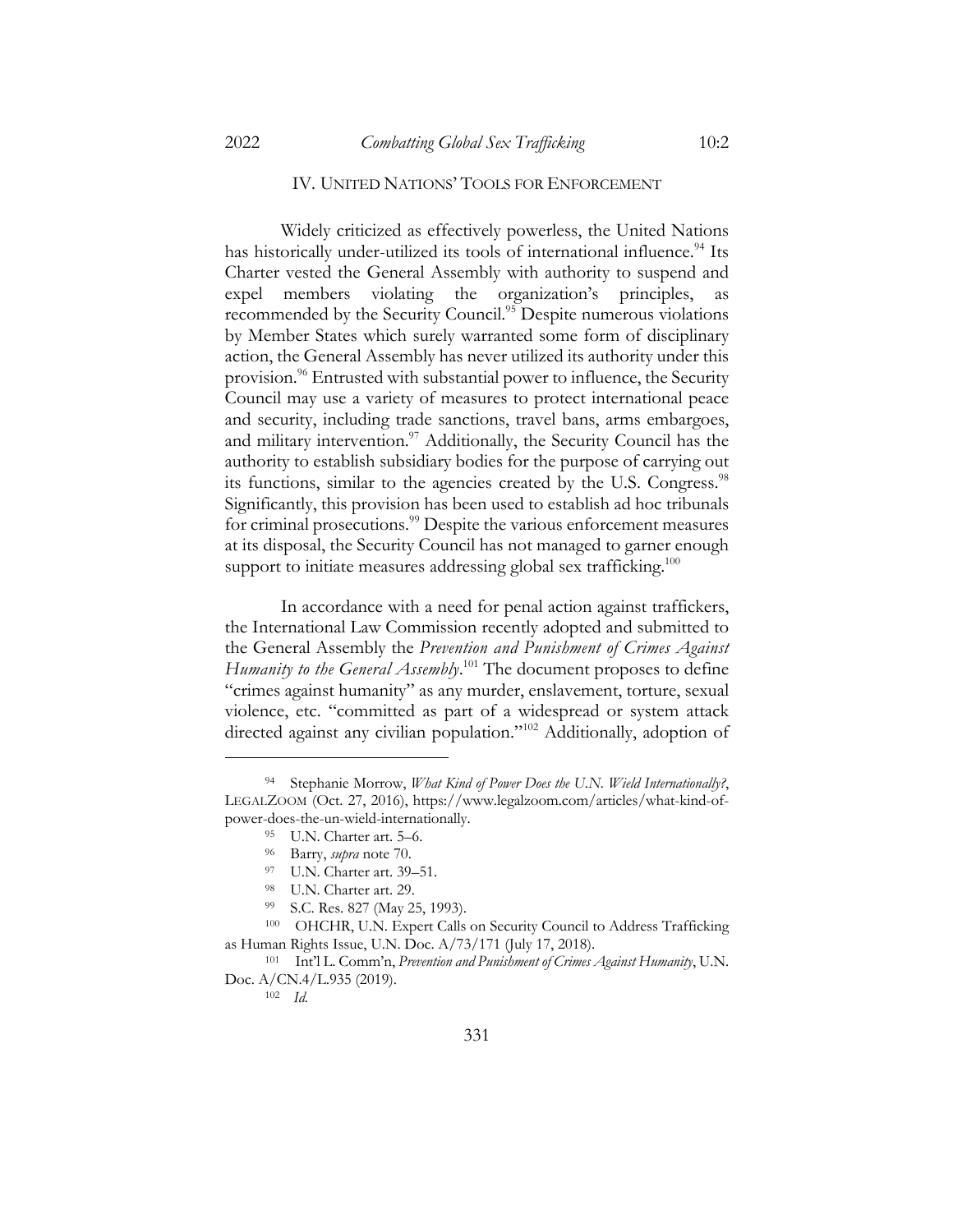## IV. UNITED NATIONS' TOOLS FOR ENFORCEMENT

Widely criticized as effectively powerless, the United Nations has historically under-utilized its tools of international influence.[94] Its Charter vested the General Assembly with authority to suspend and expel members violating the organization's principles, as recommended by the Security Council.[95] Despite numerous violations by Member States which surely warranted some form of disciplinary action, the General Assembly has never utilized its authority under this provision.[96] Entrusted with substantial power to influence, the Security Council may use a variety of measures to protect international peace and security, including trade sanctions, travel bans, arms embargoes, and military intervention.[97] Additionally, the Security Council has the authority to establish subsidiary bodies for the purpose of carrying out its functions, similar to the agencies created by the U.S. Congress.[98] Significantly, this provision has been used to establish ad hoc tribunals for criminal prosecutions.[99] Despite the various enforcement measures at its disposal, the Security Council has not managed to garner enough support to initiate measures addressing global sex trafficking.[100]

In accordance with a need for penal action against traffickers, the International Law Commission recently adopted and submitted to the General Assembly the *Prevention and Punishment of Crimes Against Humanity to the General Assembly*.[101] The document proposes to define "crimes against humanity" as any murder, enslavement, torture, sexual violence, etc. "committed as part of a widespread or system attack directed against any civilian population."[102] Additionally, adoption of

---

[94] Stephanie Morrow, *What Kind of Power Does the U.N. Wield Internationally?*, LEGALZOOM (Oct. 27, 2016), https://www.legalzoom.com/articles/what-kind-of-power-does-the-un-wield-internationally.

[95] U.N. Charter art. 5–6.

[96] Barry, *supra* note 70.

[97] U.N. Charter art. 39–51.

[98] U.N. Charter art. 29.

[99] S.C. Res. 827 (May 25, 1993).

[100] OHCHR, U.N. Expert Calls on Security Council to Address Trafficking as Human Rights Issue, U.N. Doc. A/73/171 (July 17, 2018).

[101] Int'l L. Comm'n, *Prevention and Punishment of Crimes Against Humanity*, U.N. Doc. A/CN.4/L.935 (2019).

[102] *Id.*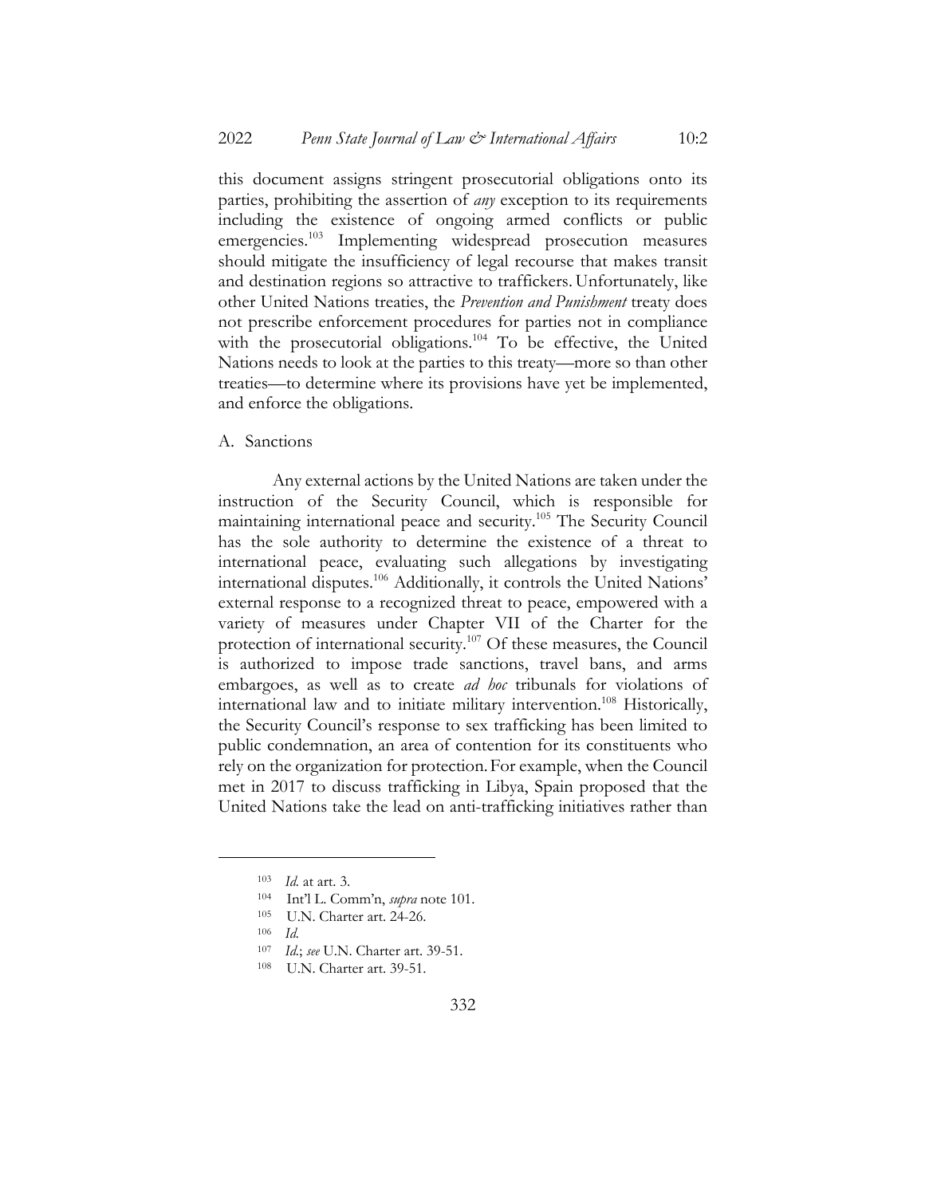this document assigns stringent prosecutorial obligations onto its parties, prohibiting the assertion of *any* exception to its requirements including the existence of ongoing armed conflicts or public emergencies.[103] Implementing widespread prosecution measures should mitigate the insufficiency of legal recourse that makes transit and destination regions so attractive to traffickers. Unfortunately, like other United Nations treaties, the *Prevention and Punishment* treaty does not prescribe enforcement procedures for parties not in compliance with the prosecutorial obligations.[104] To be effective, the United Nations needs to look at the parties to this treaty—more so than other treaties—to determine where its provisions have yet be implemented, and enforce the obligations.

## A. Sanctions

Any external actions by the United Nations are taken under the instruction of the Security Council, which is responsible for maintaining international peace and security.[105] The Security Council has the sole authority to determine the existence of a threat to international peace, evaluating such allegations by investigating international disputes.[106] Additionally, it controls the United Nations' external response to a recognized threat to peace, empowered with a variety of measures under Chapter VII of the Charter for the protection of international security.[107] Of these measures, the Council is authorized to impose trade sanctions, travel bans, and arms embargoes, as well as to create *ad hoc* tribunals for violations of international law and to initiate military intervention.[108] Historically, the Security Council's response to sex trafficking has been limited to public condemnation, an area of contention for its constituents who rely on the organization for protection. For example, when the Council met in 2017 to discuss trafficking in Libya, Spain proposed that the United Nations take the lead on anti-trafficking initiatives rather than

---

[103] *Id.* at art. 3.

[104] Int'l L. Comm'n, *supra* note 101.

[105] U.N. Charter art. 24-26.

[106] *Id.*

[107] *Id.*; *see* U.N. Charter art. 39-51.

[108] U.N. Charter art. 39-51.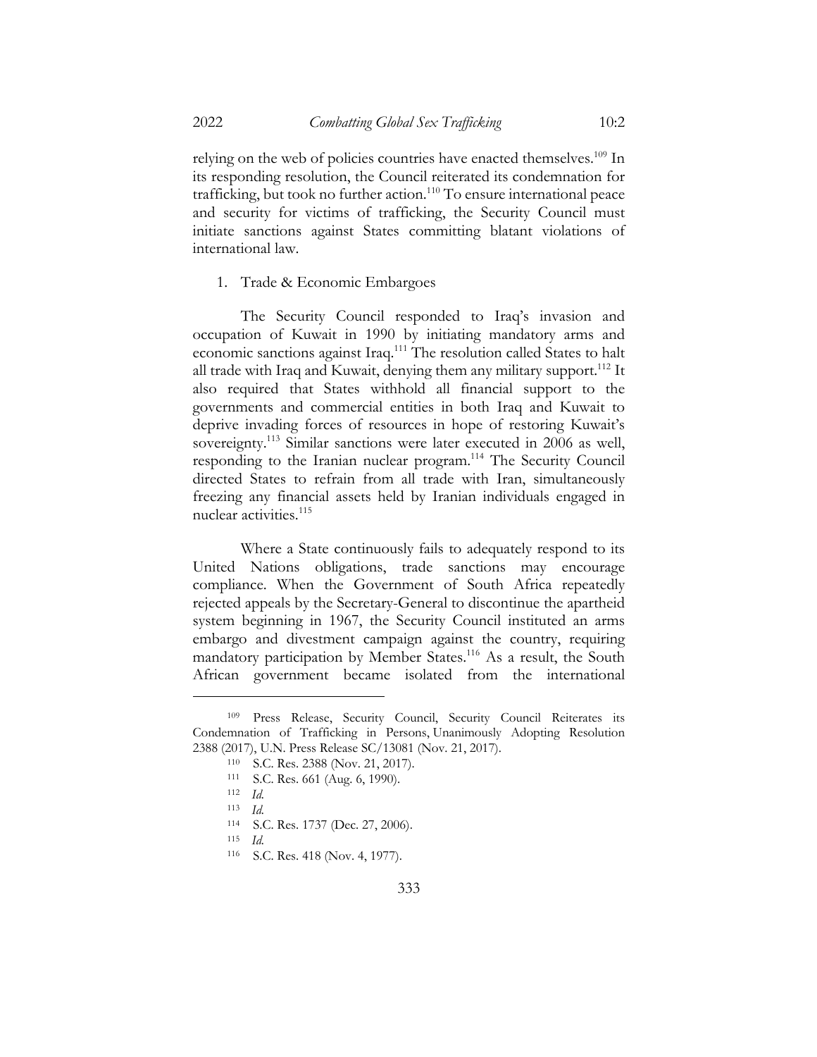relying on the web of policies countries have enacted themselves.[109] In its responding resolution, the Council reiterated its condemnation for trafficking, but took no further action.[110] To ensure international peace and security for victims of trafficking, the Security Council must initiate sanctions against States committing blatant violations of international law.

1. Trade & Economic Embargoes

The Security Council responded to Iraq's invasion and occupation of Kuwait in 1990 by initiating mandatory arms and economic sanctions against Iraq.[111] The resolution called States to halt all trade with Iraq and Kuwait, denying them any military support.[112] It also required that States withhold all financial support to the governments and commercial entities in both Iraq and Kuwait to deprive invading forces of resources in hope of restoring Kuwait's sovereignty.[113] Similar sanctions were later executed in 2006 as well, responding to the Iranian nuclear program.[114] The Security Council directed States to refrain from all trade with Iran, simultaneously freezing any financial assets held by Iranian individuals engaged in nuclear activities.[115]

Where a State continuously fails to adequately respond to its United Nations obligations, trade sanctions may encourage compliance. When the Government of South Africa repeatedly rejected appeals by the Secretary-General to discontinue the apartheid system beginning in 1967, the Security Council instituted an arms embargo and divestment campaign against the country, requiring mandatory participation by Member States.[116] As a result, the South African government became isolated from the international

---

[109] Press Release, Security Council, Security Council Reiterates its Condemnation of Trafficking in Persons, Unanimously Adopting Resolution 2388 (2017), U.N. Press Release SC/13081 (Nov. 21, 2017).

[110] S.C. Res. 2388 (Nov. 21, 2017).

[111] S.C. Res. 661 (Aug. 6, 1990).

[112] *Id.*

[113] *Id.*

[114] S.C. Res. 1737 (Dec. 27, 2006).

[115] *Id.*

[116] S.C. Res. 418 (Nov. 4, 1977).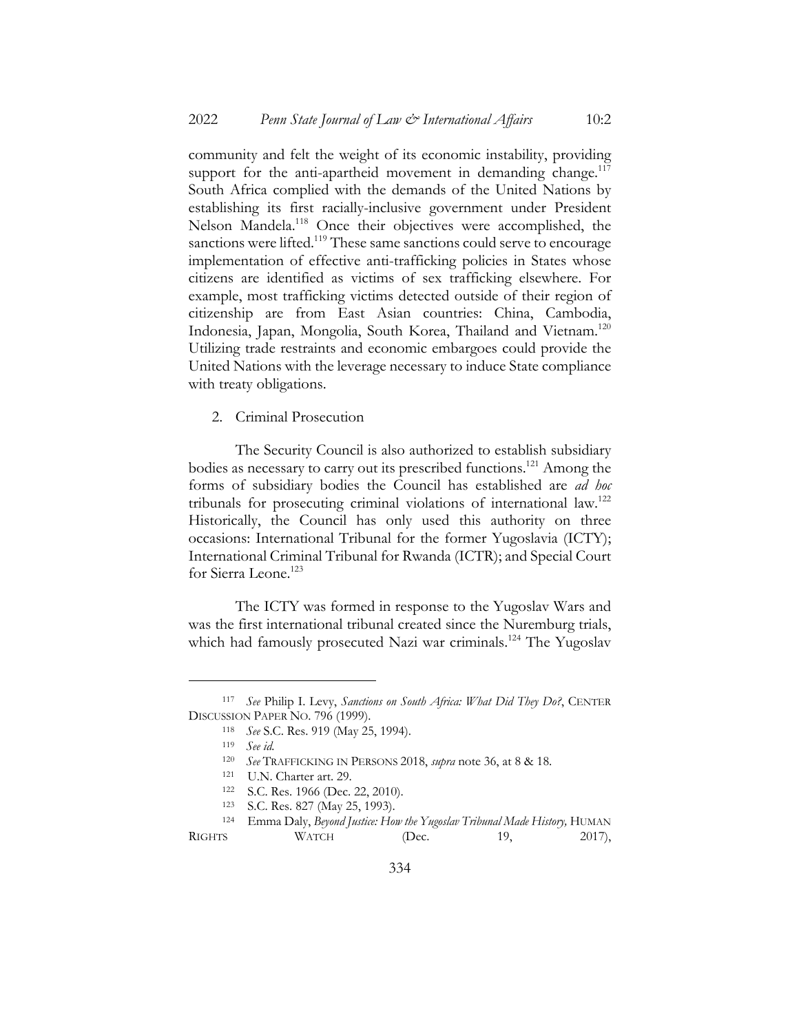community and felt the weight of its economic instability, providing support for the anti-apartheid movement in demanding change.[117] South Africa complied with the demands of the United Nations by establishing its first racially-inclusive government under President Nelson Mandela.[118] Once their objectives were accomplished, the sanctions were lifted.[119] These same sanctions could serve to encourage implementation of effective anti-trafficking policies in States whose citizens are identified as victims of sex trafficking elsewhere. For example, most trafficking victims detected outside of their region of citizenship are from East Asian countries: China, Cambodia, Indonesia, Japan, Mongolia, South Korea, Thailand and Vietnam.[120] Utilizing trade restraints and economic embargoes could provide the United Nations with the leverage necessary to induce State compliance with treaty obligations.

2. Criminal Prosecution

The Security Council is also authorized to establish subsidiary bodies as necessary to carry out its prescribed functions.[121] Among the forms of subsidiary bodies the Council has established are *ad hoc* tribunals for prosecuting criminal violations of international law.[122] Historically, the Council has only used this authority on three occasions: International Tribunal for the former Yugoslavia (ICTY); International Criminal Tribunal for Rwanda (ICTR); and Special Court for Sierra Leone.[123]

The ICTY was formed in response to the Yugoslav Wars and was the first international tribunal created since the Nuremburg trials, which had famously prosecuted Nazi war criminals.[124] The Yugoslav

---

[117] *See* Philip I. Levy, *Sanctions on South Africa: What Did They Do?*, CENTER DISCUSSION PAPER NO. 796 (1999).

[118] *See* S.C. Res. 919 (May 25, 1994).

[119] *See id.*

[120] *See* TRAFFICKING IN PERSONS 2018, *supra* note 36, at 8 & 18.

[121] U.N. Charter art. 29.

[122] S.C. Res. 1966 (Dec. 22, 2010).

[123] S.C. Res. 827 (May 25, 1993).

[124] Emma Daly, *Beyond Justice: How the Yugoslav Tribunal Made History,* HUMAN RIGHTS WATCH (Dec. 19, 2017),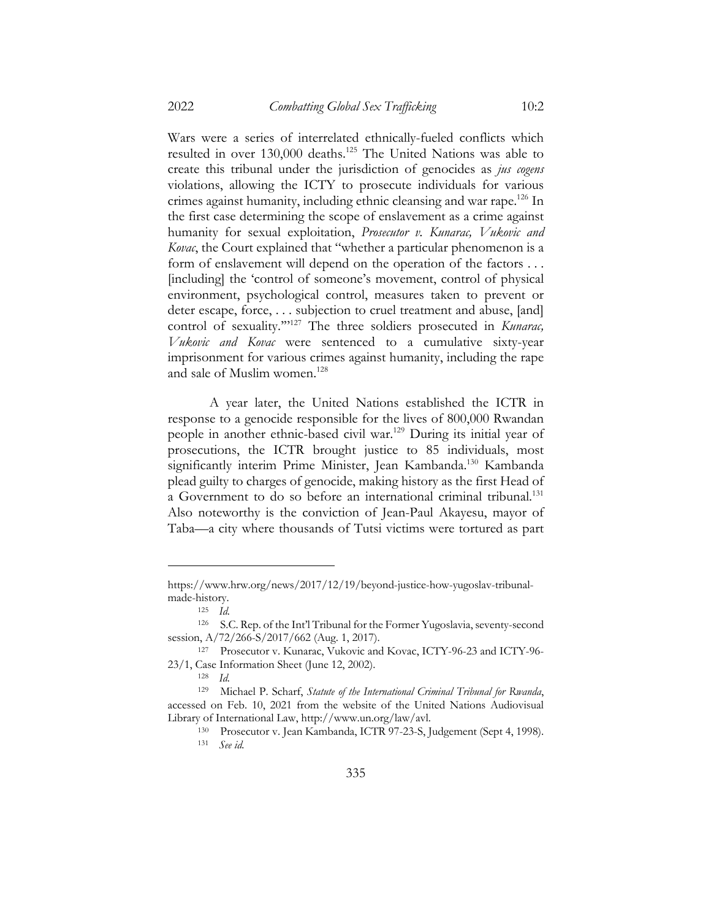Wars were a series of interrelated ethnically-fueled conflicts which resulted in over 130,000 deaths.[125] The United Nations was able to create this tribunal under the jurisdiction of genocides as *jus cogens* violations, allowing the ICTY to prosecute individuals for various crimes against humanity, including ethnic cleansing and war rape.[126] In the first case determining the scope of enslavement as a crime against humanity for sexual exploitation, *Prosecutor v. Kunarac, Vukovic and Kovac*, the Court explained that "whether a particular phenomenon is a form of enslavement will depend on the operation of the factors . . . [including] the 'control of someone's movement, control of physical environment, psychological control, measures taken to prevent or deter escape, force, . . . subjection to cruel treatment and abuse, [and] control of sexuality.'"[127] The three soldiers prosecuted in *Kunarac, Vukovic and Kovac* were sentenced to a cumulative sixty-year imprisonment for various crimes against humanity, including the rape and sale of Muslim women.[128]

A year later, the United Nations established the ICTR in response to a genocide responsible for the lives of 800,000 Rwandan people in another ethnic-based civil war.[129] During its initial year of prosecutions, the ICTR brought justice to 85 individuals, most significantly interim Prime Minister, Jean Kambanda.[130] Kambanda plead guilty to charges of genocide, making history as the first Head of a Government to do so before an international criminal tribunal.[131] Also noteworthy is the conviction of Jean-Paul Akayesu, mayor of Taba—a city where thousands of Tutsi victims were tortured as part

---

https://www.hrw.org/news/2017/12/19/beyond-justice-how-yugoslav-tribunal-made-history.

[125] *Id.*

[126] S.C. Rep. of the Int'l Tribunal for the Former Yugoslavia, seventy-second session, A/72/266-S/2017/662 (Aug. 1, 2017).

[127] Prosecutor v. Kunarac, Vukovic and Kovac, ICTY-96-23 and ICTY-96-23/1, Case Information Sheet (June 12, 2002).

[128] *Id.*

[129] Michael P. Scharf, *Statute of the International Criminal Tribunal for Rwanda*, accessed on Feb. 10, 2021 from the website of the United Nations Audiovisual Library of International Law, http://www.un.org/law/avl.

[130] Prosecutor v. Jean Kambanda, ICTR 97-23-S, Judgement (Sept 4, 1998).

[131] *See id.*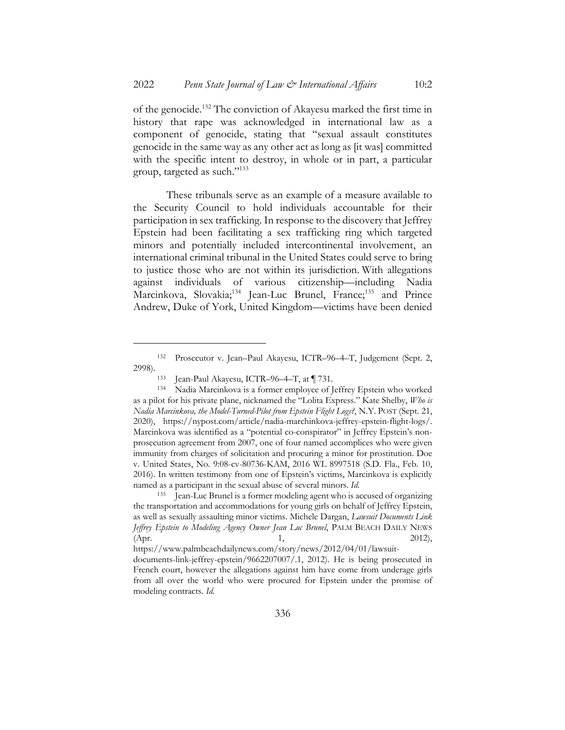of the genocide.[132] The conviction of Akayesu marked the first time in history that rape was acknowledged in international law as a component of genocide, stating that "sexual assault constitutes genocide in the same way as any other act as long as [it was] committed with the specific intent to destroy, in whole or in part, a particular group, targeted as such."[133]

These tribunals serve as an example of a measure available to the Security Council to hold individuals accountable for their participation in sex trafficking. In response to the discovery that Jeffrey Epstein had been facilitating a sex trafficking ring which targeted minors and potentially included intercontinental involvement, an international criminal tribunal in the United States could serve to bring to justice those who are not within its jurisdiction. With allegations against individuals of various citizenship—including Nadia Marcinkova, Slovakia;[134] Jean-Luc Brunel, France;[135] and Prince Andrew, Duke of York, United Kingdom—victims have been denied

---

[132] Prosecutor v. Jean–Paul Akayesu, ICTR–96–4–T, Judgement (Sept. 2, 2998).

[133] Jean-Paul Akayesu, ICTR–96–4–T, at ¶ 731.

[134] Nadia Marcinkova is a former employee of Jeffrey Epstein who worked as a pilot for his private plane, nicknamed the "Lolita Express." Kate Shelby, *Who is Nadia Marcinkova, the Model-Turned-Pilot from Epstein Flight Logs?*, N.Y. POST (Sept. 21, 2020), https://nypost.com/article/nadia-marchinkova-jeffrey-epstein-flight-logs/. Marcinkova was identified as a "potential co-conspirator" in Jeffrey Epstein's non-prosecution agreement from 2007, one of four named accomplices who were given immunity from charges of solicitation and procuring a minor for prostitution. Doe v. United States, No. 9:08-cv-80736-KAM, 2016 WL 8997518 (S.D. Fla., Feb. 10, 2016). In written testimony from one of Epstein's victims, Marcinkova is explicitly named as a participant in the sexual abuse of several minors. *Id.*

[135] Jean-Luc Brunel is a former modeling agent who is accused of organizing the transportation and accommodations for young girls on behalf of Jeffrey Epstein, as well as sexually assaulting minor victims. Michele Dargan, *Lawsuit Documents Link Jeffrey Epstein to Modeling Agency Owner Jean Luc Brunel*, PALM BEACH DAILY NEWS (Apr. 1, 2012), https://www.palmbeachdailynews.com/story/news/2012/04/01/lawsuit-documents-link-jeffrey-epstein/9662207007/.1, 2012). He is being prosecuted in French court, however the allegations against him have come from underage girls from all over the world who were procured for Epstein under the promise of modeling contracts. *Id.*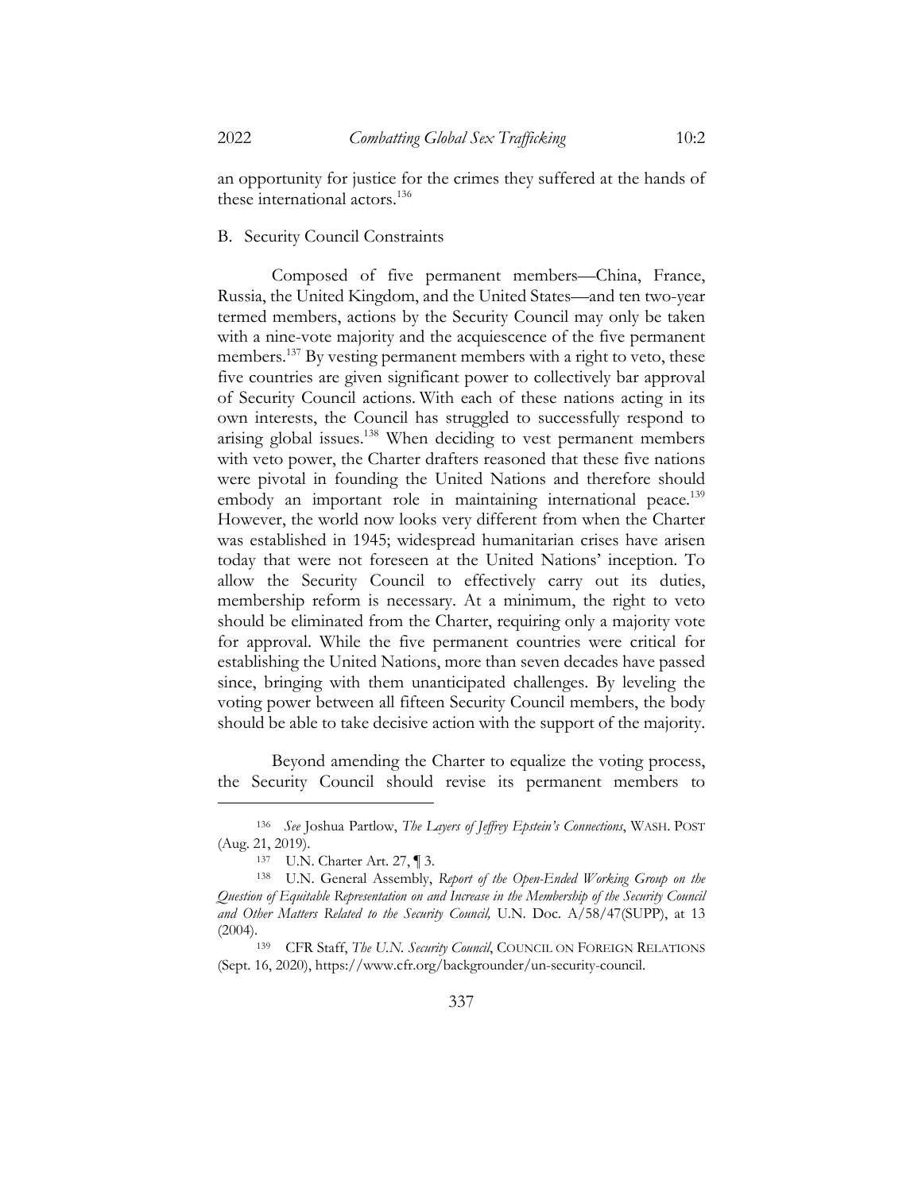an opportunity for justice for the crimes they suffered at the hands of these international actors.[136]

### B. Security Council Constraints

Composed of five permanent members—China, France, Russia, the United Kingdom, and the United States—and ten two-year termed members, actions by the Security Council may only be taken with a nine-vote majority and the acquiescence of the five permanent members.[137] By vesting permanent members with a right to veto, these five countries are given significant power to collectively bar approval of Security Council actions. With each of these nations acting in its own interests, the Council has struggled to successfully respond to arising global issues.[138] When deciding to vest permanent members with veto power, the Charter drafters reasoned that these five nations were pivotal in founding the United Nations and therefore should embody an important role in maintaining international peace.[139] However, the world now looks very different from when the Charter was established in 1945; widespread humanitarian crises have arisen today that were not foreseen at the United Nations' inception. To allow the Security Council to effectively carry out its duties, membership reform is necessary. At a minimum, the right to veto should be eliminated from the Charter, requiring only a majority vote for approval. While the five permanent countries were critical for establishing the United Nations, more than seven decades have passed since, bringing with them unanticipated challenges. By leveling the voting power between all fifteen Security Council members, the body should be able to take decisive action with the support of the majority.

Beyond amending the Charter to equalize the voting process, the Security Council should revise its permanent members to

---

[136] *See* Joshua Partlow, *The Layers of Jeffrey Epstein's Connections*, WASH. POST (Aug. 21, 2019).

[137] U.N. Charter Art. 27, ¶ 3.

[138] U.N. General Assembly, *Report of the Open-Ended Working Group on the Question of Equitable Representation on and Increase in the Membership of the Security Council and Other Matters Related to the Security Council,* U.N. Doc. A/58/47(SUPP), at 13 (2004).

[139] CFR Staff, *The U.N. Security Council*, COUNCIL ON FOREIGN RELATIONS (Sept. 16, 2020), https://www.cfr.org/backgrounder/un-security-council.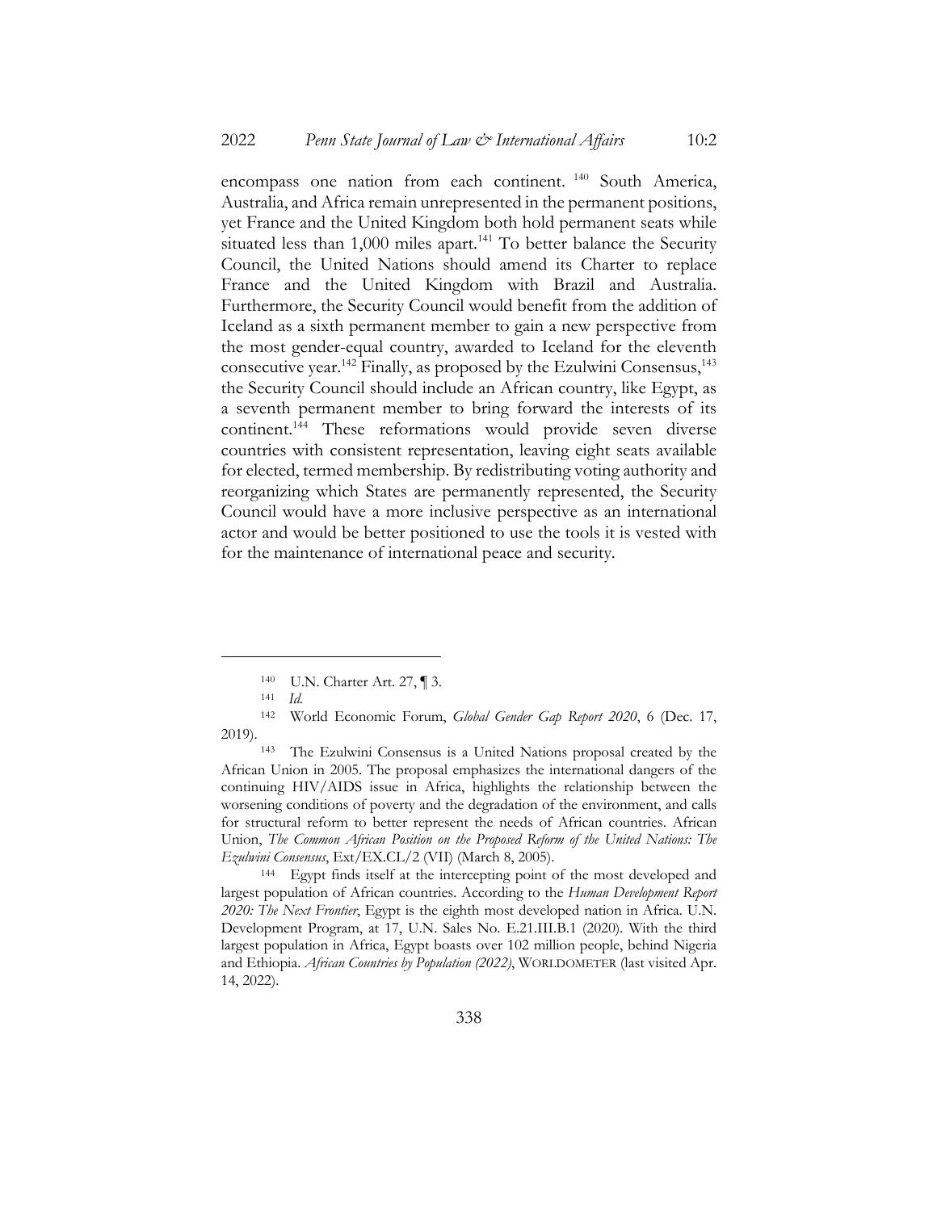encompass one nation from each continent. [140] South America, Australia, and Africa remain unrepresented in the permanent positions, yet France and the United Kingdom both hold permanent seats while situated less than 1,000 miles apart.[141] To better balance the Security Council, the United Nations should amend its Charter to replace France and the United Kingdom with Brazil and Australia. Furthermore, the Security Council would benefit from the addition of Iceland as a sixth permanent member to gain a new perspective from the most gender-equal country, awarded to Iceland for the eleventh consecutive year.[142] Finally, as proposed by the Ezulwini Consensus,[143] the Security Council should include an African country, like Egypt, as a seventh permanent member to bring forward the interests of its continent.[144] These reformations would provide seven diverse countries with consistent representation, leaving eight seats available for elected, termed membership. By redistributing voting authority and reorganizing which States are permanently represented, the Security Council would have a more inclusive perspective as an international actor and would be better positioned to use the tools it is vested with for the maintenance of international peace and security.

---

[140] U.N. Charter Art. 27, ¶ 3.

[141] *Id.*

[142] World Economic Forum, *Global Gender Gap Report 2020*, 6 (Dec. 17, 2019).

[143] The Ezulwini Consensus is a United Nations proposal created by the African Union in 2005. The proposal emphasizes the international dangers of the continuing HIV/AIDS issue in Africa, highlights the relationship between the worsening conditions of poverty and the degradation of the environment, and calls for structural reform to better represent the needs of African countries. African Union, *The Common African Position on the Proposed Reform of the United Nations: The Ezulwini Consensus*, Ext/EX.CL/2 (VII) (March 8, 2005).

[144] Egypt finds itself at the intercepting point of the most developed and largest population of African countries. According to the *Human Development Report 2020: The Next Frontier*, Egypt is the eighth most developed nation in Africa. U.N. Development Program, at 17, U.N. Sales No. E.21.III.B.1 (2020). With the third largest population in Africa, Egypt boasts over 102 million people, behind Nigeria and Ethiopia. *African Countries by Population (2022)*, WORLDOMETER (last visited Apr. 14, 2022).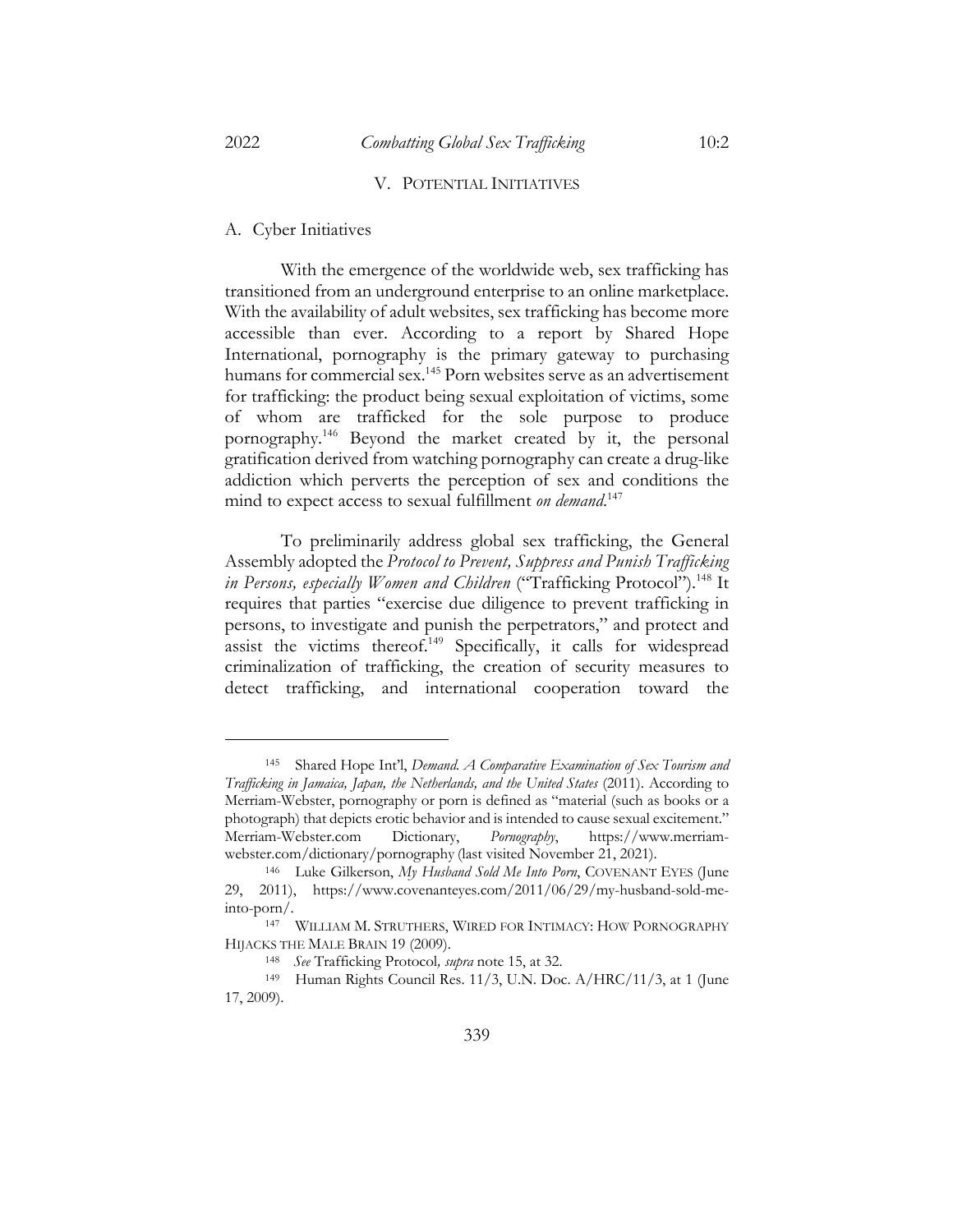## V. POTENTIAL INITIATIVES

### A. Cyber Initiatives

With the emergence of the worldwide web, sex trafficking has transitioned from an underground enterprise to an online marketplace. With the availability of adult websites, sex trafficking has become more accessible than ever. According to a report by Shared Hope International, pornography is the primary gateway to purchasing humans for commercial sex.[145] Porn websites serve as an advertisement for trafficking: the product being sexual exploitation of victims, some of whom are trafficked for the sole purpose to produce pornography.[146] Beyond the market created by it, the personal gratification derived from watching pornography can create a drug-like addiction which perverts the perception of sex and conditions the mind to expect access to sexual fulfillment *on demand*.[147]

To preliminarily address global sex trafficking, the General Assembly adopted the *Protocol to Prevent, Suppress and Punish Trafficking in Persons, especially Women and Children* ("Trafficking Protocol").[148] It requires that parties "exercise due diligence to prevent trafficking in persons, to investigate and punish the perpetrators," and protect and assist the victims thereof.[149] Specifically, it calls for widespread criminalization of trafficking, the creation of security measures to detect trafficking, and international cooperation toward the

---

145 Shared Hope Int'l, *Demand. A Comparative Examination of Sex Tourism and Trafficking in Jamaica, Japan, the Netherlands, and the United States* (2011). According to Merriam-Webster, pornography or porn is defined as "material (such as books or a photograph) that depicts erotic behavior and is intended to cause sexual excitement." Merriam-Webster.com Dictionary, *Pornography*, https://www.merriam-webster.com/dictionary/pornography (last visited November 21, 2021).

146 Luke Gilkerson, *My Husband Sold Me Into Porn*, COVENANT EYES (June 29, 2011), https://www.covenanteyes.com/2011/06/29/my-husband-sold-me-into-porn/.

147 WILLIAM M. STRUTHERS, WIRED FOR INTIMACY: HOW PORNOGRAPHY HIJACKS THE MALE BRAIN 19 (2009).

148 *See* Trafficking Protocol*, supra* note 15, at 32.

149 Human Rights Council Res. 11/3, U.N. Doc. A/HRC/11/3, at 1 (June 17, 2009).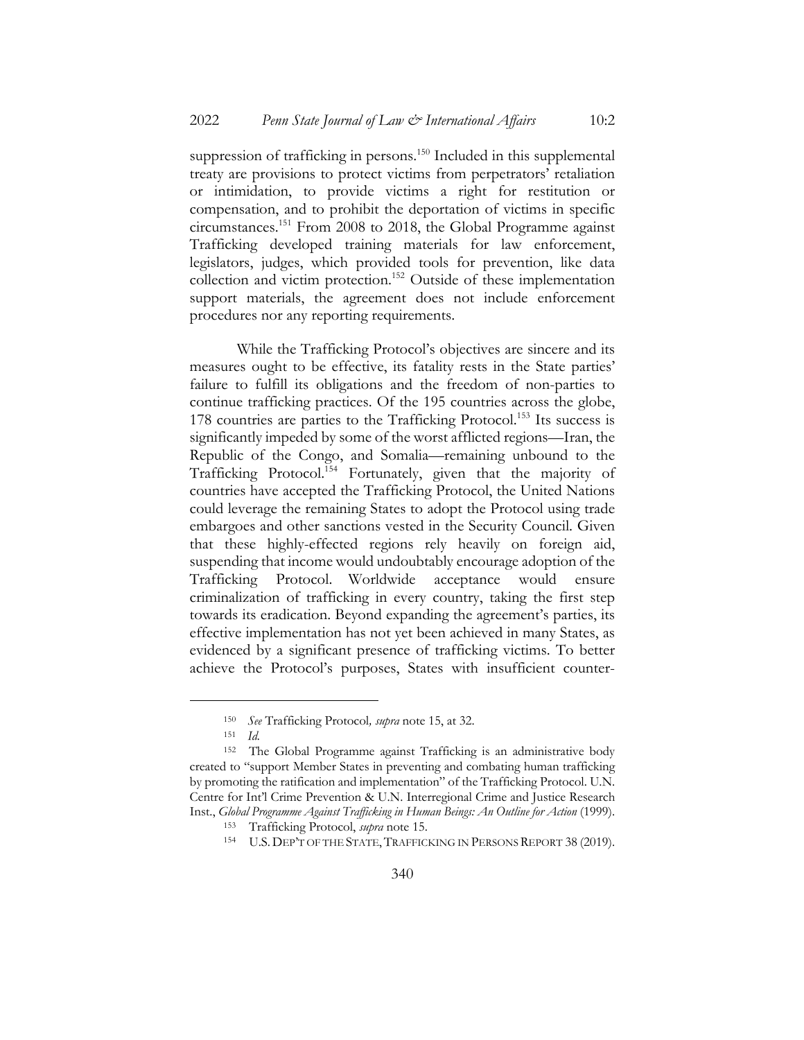suppression of trafficking in persons.[150] Included in this supplemental treaty are provisions to protect victims from perpetrators' retaliation or intimidation, to provide victims a right for restitution or compensation, and to prohibit the deportation of victims in specific circumstances.[151] From 2008 to 2018, the Global Programme against Trafficking developed training materials for law enforcement, legislators, judges, which provided tools for prevention, like data collection and victim protection.[152] Outside of these implementation support materials, the agreement does not include enforcement procedures nor any reporting requirements.

While the Trafficking Protocol's objectives are sincere and its measures ought to be effective, its fatality rests in the State parties' failure to fulfill its obligations and the freedom of non-parties to continue trafficking practices. Of the 195 countries across the globe, 178 countries are parties to the Trafficking Protocol.[153] Its success is significantly impeded by some of the worst afflicted regions—Iran, the Republic of the Congo, and Somalia—remaining unbound to the Trafficking Protocol.[154] Fortunately, given that the majority of countries have accepted the Trafficking Protocol, the United Nations could leverage the remaining States to adopt the Protocol using trade embargoes and other sanctions vested in the Security Council. Given that these highly-effected regions rely heavily on foreign aid, suspending that income would undoubtably encourage adoption of the Trafficking Protocol. Worldwide acceptance would ensure criminalization of trafficking in every country, taking the first step towards its eradication. Beyond expanding the agreement's parties, its effective implementation has not yet been achieved in many States, as evidenced by a significant presence of trafficking victims. To better achieve the Protocol's purposes, States with insufficient counter-

---

[150] *See* Trafficking Protocol*, supra* note 15, at 32.

[151] *Id.*

[152] The Global Programme against Trafficking is an administrative body created to "support Member States in preventing and combating human trafficking by promoting the ratification and implementation" of the Trafficking Protocol. U.N. Centre for Int'l Crime Prevention & U.N. Interregional Crime and Justice Research Inst., *Global Programme Against Trafficking in Human Beings: An Outline for Action* (1999).

[153] Trafficking Protocol, *supra* note 15.

[154] U.S. DEP'T OF THE STATE, TRAFFICKING IN PERSONS REPORT 38 (2019).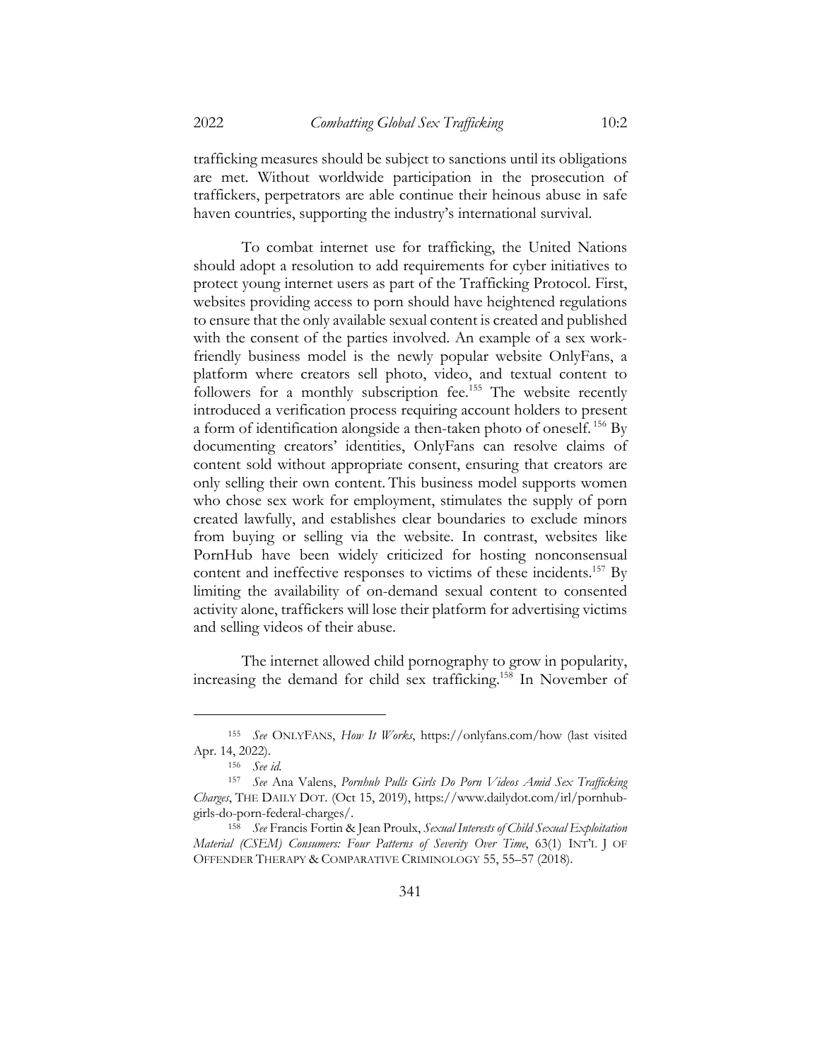trafficking measures should be subject to sanctions until its obligations are met. Without worldwide participation in the prosecution of traffickers, perpetrators are able continue their heinous abuse in safe haven countries, supporting the industry's international survival.

To combat internet use for trafficking, the United Nations should adopt a resolution to add requirements for cyber initiatives to protect young internet users as part of the Trafficking Protocol. First, websites providing access to porn should have heightened regulations to ensure that the only available sexual content is created and published with the consent of the parties involved. An example of a sex work-friendly business model is the newly popular website OnlyFans, a platform where creators sell photo, video, and textual content to followers for a monthly subscription fee.[155] The website recently introduced a verification process requiring account holders to present a form of identification alongside a then-taken photo of oneself.[156] By documenting creators' identities, OnlyFans can resolve claims of content sold without appropriate consent, ensuring that creators are only selling their own content. This business model supports women who chose sex work for employment, stimulates the supply of porn created lawfully, and establishes clear boundaries to exclude minors from buying or selling via the website. In contrast, websites like PornHub have been widely criticized for hosting nonconsensual content and ineffective responses to victims of these incidents.[157] By limiting the availability of on-demand sexual content to consented activity alone, traffickers will lose their platform for advertising victims and selling videos of their abuse.

The internet allowed child pornography to grow in popularity, increasing the demand for child sex trafficking.[158] In November of

---

[155] *See* ONLYFANS, *How It Works*, https://onlyfans.com/how (last visited Apr. 14, 2022).

[156] *See id.*

[157] *See* Ana Valens, *Pornhub Pulls Girls Do Porn Videos Amid Sex Trafficking Charges*, THE DAILY DOT. (Oct 15, 2019), https://www.dailydot.com/irl/pornhub-girls-do-porn-federal-charges/.

[158] *See* Francis Fortin & Jean Proulx, *Sexual Interests of Child Sexual Exploitation Material (CSEM) Consumers: Four Patterns of Severity Over Time*, 63(1) INT'L J OF OFFENDER THERAPY & COMPARATIVE CRIMINOLOGY 55, 55–57 (2018).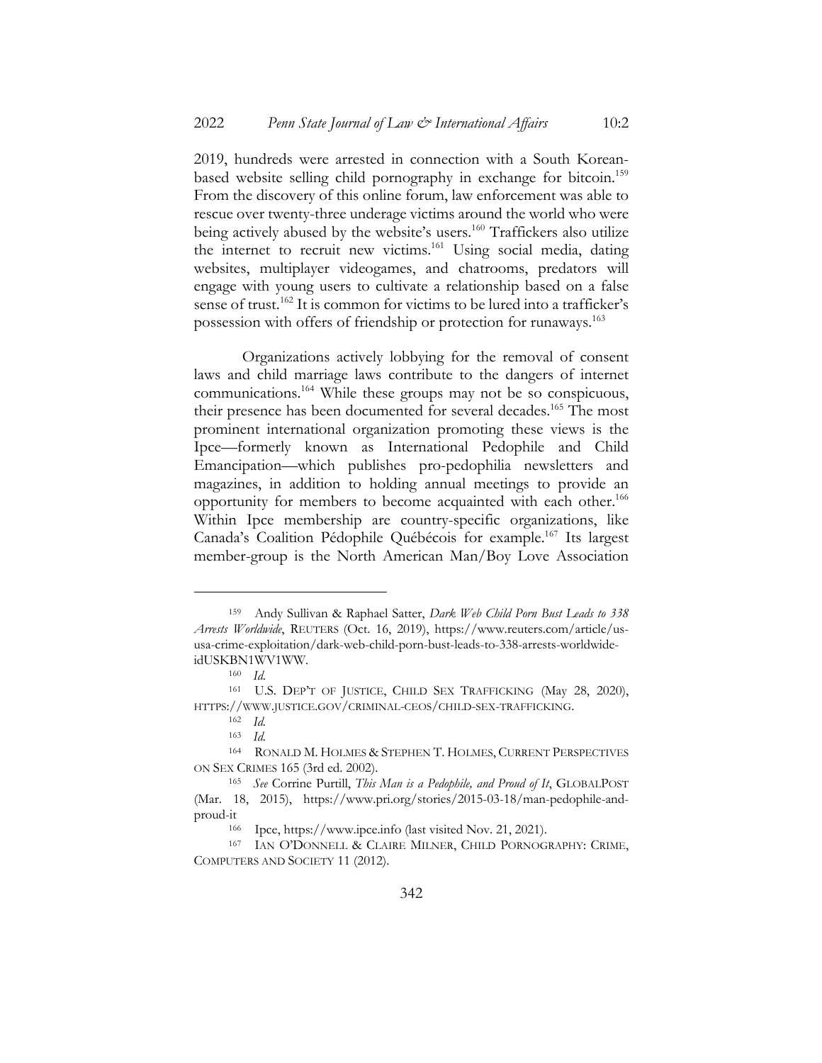2019, hundreds were arrested in connection with a South Korean-based website selling child pornography in exchange for bitcoin.[159] From the discovery of this online forum, law enforcement was able to rescue over twenty-three underage victims around the world who were being actively abused by the website's users.[160] Traffickers also utilize the internet to recruit new victims.[161] Using social media, dating websites, multiplayer videogames, and chatrooms, predators will engage with young users to cultivate a relationship based on a false sense of trust.[162] It is common for victims to be lured into a trafficker's possession with offers of friendship or protection for runaways.[163]

Organizations actively lobbying for the removal of consent laws and child marriage laws contribute to the dangers of internet communications.[164] While these groups may not be so conspicuous, their presence has been documented for several decades.[165] The most prominent international organization promoting these views is the Ipce—formerly known as International Pedophile and Child Emancipation—which publishes pro-pedophilia newsletters and magazines, in addition to holding annual meetings to provide an opportunity for members to become acquainted with each other.[166] Within Ipce membership are country-specific organizations, like Canada's Coalition Pédophile Québécois for example.[167] Its largest member-group is the North American Man/Boy Love Association

---

[159] Andy Sullivan & Raphael Satter, *Dark Web Child Porn Bust Leads to 338 Arrests Worldwide*, REUTERS (Oct. 16, 2019), https://www.reuters.com/article/us-usa-crime-exploitation/dark-web-child-porn-bust-leads-to-338-arrests-worldwide-idUSKBN1WV1WW.

[160] *Id.*

[161] U.S. DEP'T OF JUSTICE, CHILD SEX TRAFFICKING (May 28, 2020), HTTPS://WWW.JUSTICE.GOV/CRIMINAL-CEOS/CHILD-SEX-TRAFFICKING.

[162] *Id.*

[163] *Id.*

[164] RONALD M. HOLMES & STEPHEN T. HOLMES, CURRENT PERSPECTIVES ON SEX CRIMES 165 (3rd ed. 2002).

[165] *See* Corrine Purtill, *This Man is a Pedophile, and Proud of It*, GLOBALPOST (Mar. 18, 2015), https://www.pri.org/stories/2015-03-18/man-pedophile-and-proud-it

[166] Ipce, https://www.ipce.info (last visited Nov. 21, 2021).

[167] IAN O'DONNELL & CLAIRE MILNER, CHILD PORNOGRAPHY: CRIME, COMPUTERS AND SOCIETY 11 (2012).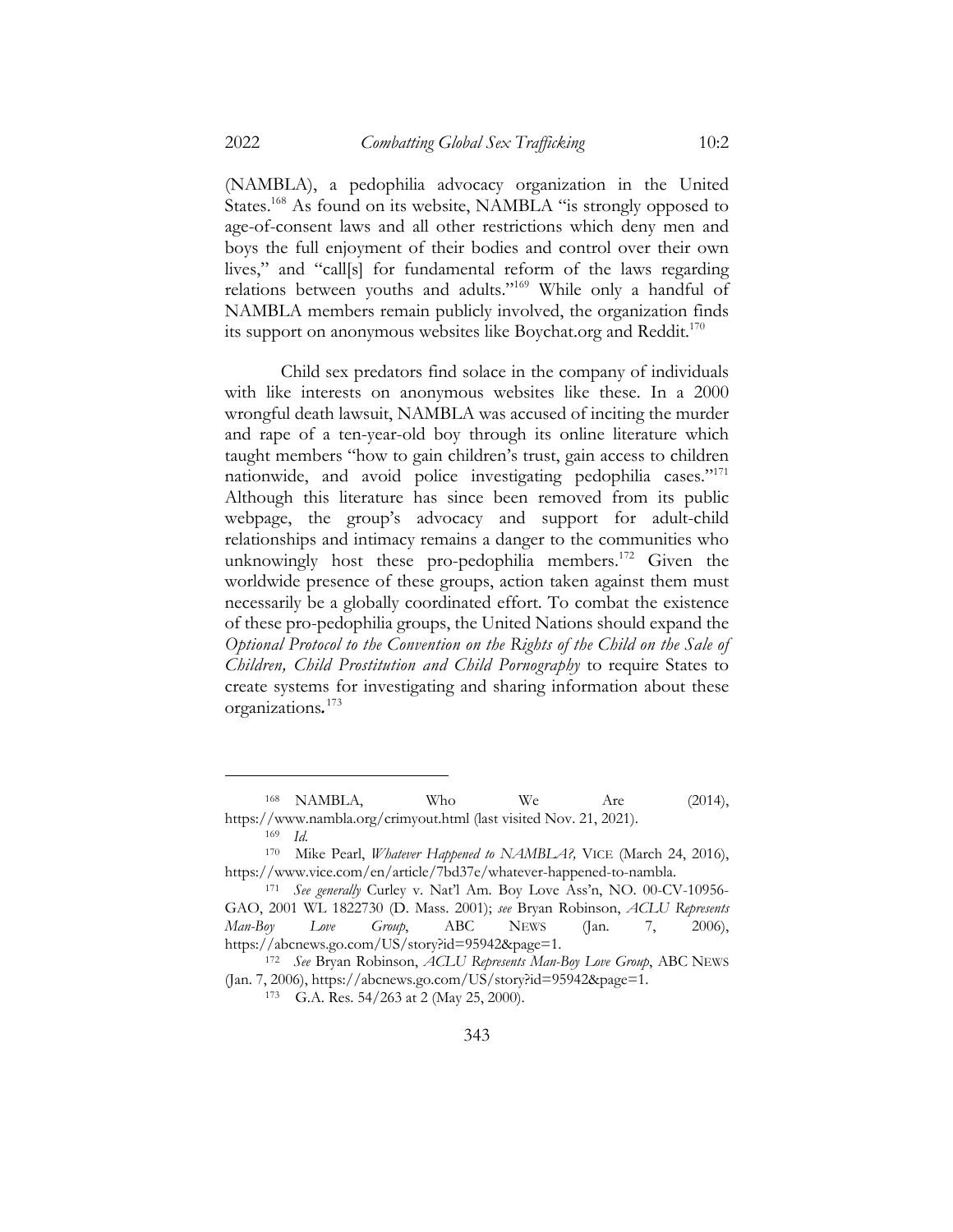(NAMBLA), a pedophilia advocacy organization in the United States.[168] As found on its website, NAMBLA "is strongly opposed to age-of-consent laws and all other restrictions which deny men and boys the full enjoyment of their bodies and control over their own lives," and "call[s] for fundamental reform of the laws regarding relations between youths and adults."[169] While only a handful of NAMBLA members remain publicly involved, the organization finds its support on anonymous websites like Boychat.org and Reddit.[170]

Child sex predators find solace in the company of individuals with like interests on anonymous websites like these. In a 2000 wrongful death lawsuit, NAMBLA was accused of inciting the murder and rape of a ten-year-old boy through its online literature which taught members "how to gain children's trust, gain access to children nationwide, and avoid police investigating pedophilia cases."[171] Although this literature has since been removed from its public webpage, the group's advocacy and support for adult-child relationships and intimacy remains a danger to the communities who unknowingly host these pro-pedophilia members.[172] Given the worldwide presence of these groups, action taken against them must necessarily be a globally coordinated effort. To combat the existence of these pro-pedophilia groups, the United Nations should expand the *Optional Protocol to the Convention on the Rights of the Child on the Sale of Children, Child Prostitution and Child Pornography* to require States to create systems for investigating and sharing information about these organizations.[173]

---

[168] NAMBLA, Who We Are (2014), https://www.nambla.org/crimyout.html (last visited Nov. 21, 2021).

[169] *Id.*

[170] Mike Pearl, *Whatever Happened to NAMBLA?,* VICE (March 24, 2016), https://www.vice.com/en/article/7bd37e/whatever-happened-to-nambla.

[171] *See generally* Curley v. Nat'l Am. Boy Love Ass'n, NO. 00-CV-10956-GAO, 2001 WL 1822730 (D. Mass. 2001); *see* Bryan Robinson, *ACLU Represents Man-Boy Love Group*, ABC NEWS (Jan. 7, 2006), https://abcnews.go.com/US/story?id=95942&page=1.

[172] *See* Bryan Robinson, *ACLU Represents Man-Boy Love Group*, ABC NEWS (Jan. 7, 2006), https://abcnews.go.com/US/story?id=95942&page=1.

[173] G.A. Res. 54/263 at 2 (May 25, 2000).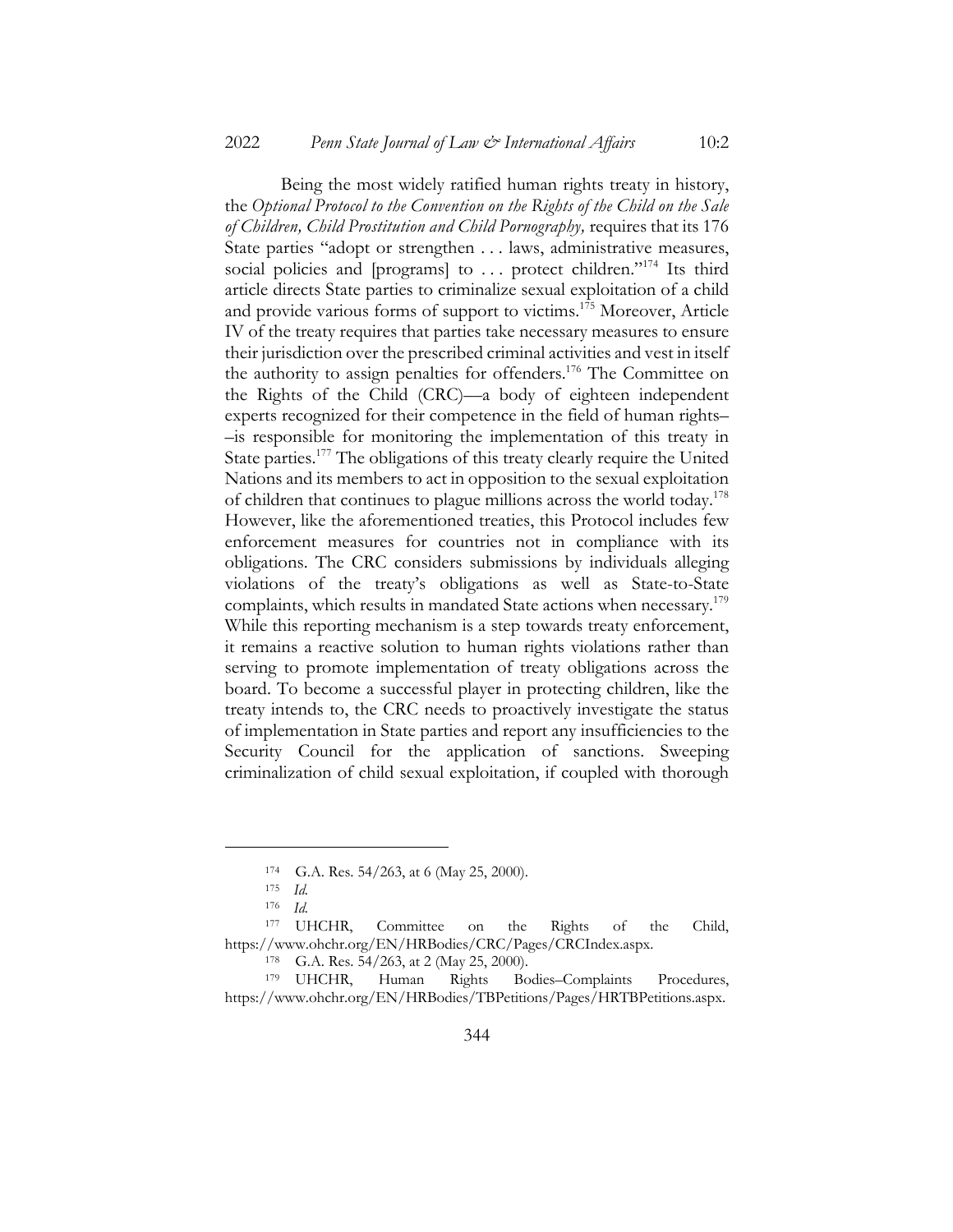Being the most widely ratified human rights treaty in history, the *Optional Protocol to the Convention on the Rights of the Child on the Sale of Children, Child Prostitution and Child Pornography,* requires that its 176 State parties "adopt or strengthen . . . laws, administrative measures, social policies and [programs] to . . . protect children."[174] Its third article directs State parties to criminalize sexual exploitation of a child and provide various forms of support to victims.[175] Moreover, Article IV of the treaty requires that parties take necessary measures to ensure their jurisdiction over the prescribed criminal activities and vest in itself the authority to assign penalties for offenders.[176] The Committee on the Rights of the Child (CRC)—a body of eighteen independent experts recognized for their competence in the field of human rights––is responsible for monitoring the implementation of this treaty in State parties.[177] The obligations of this treaty clearly require the United Nations and its members to act in opposition to the sexual exploitation of children that continues to plague millions across the world today.[178] However, like the aforementioned treaties, this Protocol includes few enforcement measures for countries not in compliance with its obligations. The CRC considers submissions by individuals alleging violations of the treaty's obligations as well as State-to-State complaints, which results in mandated State actions when necessary.[179] While this reporting mechanism is a step towards treaty enforcement, it remains a reactive solution to human rights violations rather than serving to promote implementation of treaty obligations across the board. To become a successful player in protecting children, like the treaty intends to, the CRC needs to proactively investigate the status of implementation in State parties and report any insufficiencies to the Security Council for the application of sanctions. Sweeping criminalization of child sexual exploitation, if coupled with thorough

---

[174] G.A. Res. 54/263, at 6 (May 25, 2000).

[175] *Id.*

[176] *Id.*

[177] UHCHR, Committee on the Rights of the Child, https://www.ohchr.org/EN/HRBodies/CRC/Pages/CRCIndex.aspx.

[178] G.A. Res. 54/263, at 2 (May 25, 2000).

[179] UHCHR, Human Rights Bodies–Complaints Procedures, https://www.ohchr.org/EN/HRBodies/TBPetitions/Pages/HRTBPetitions.aspx.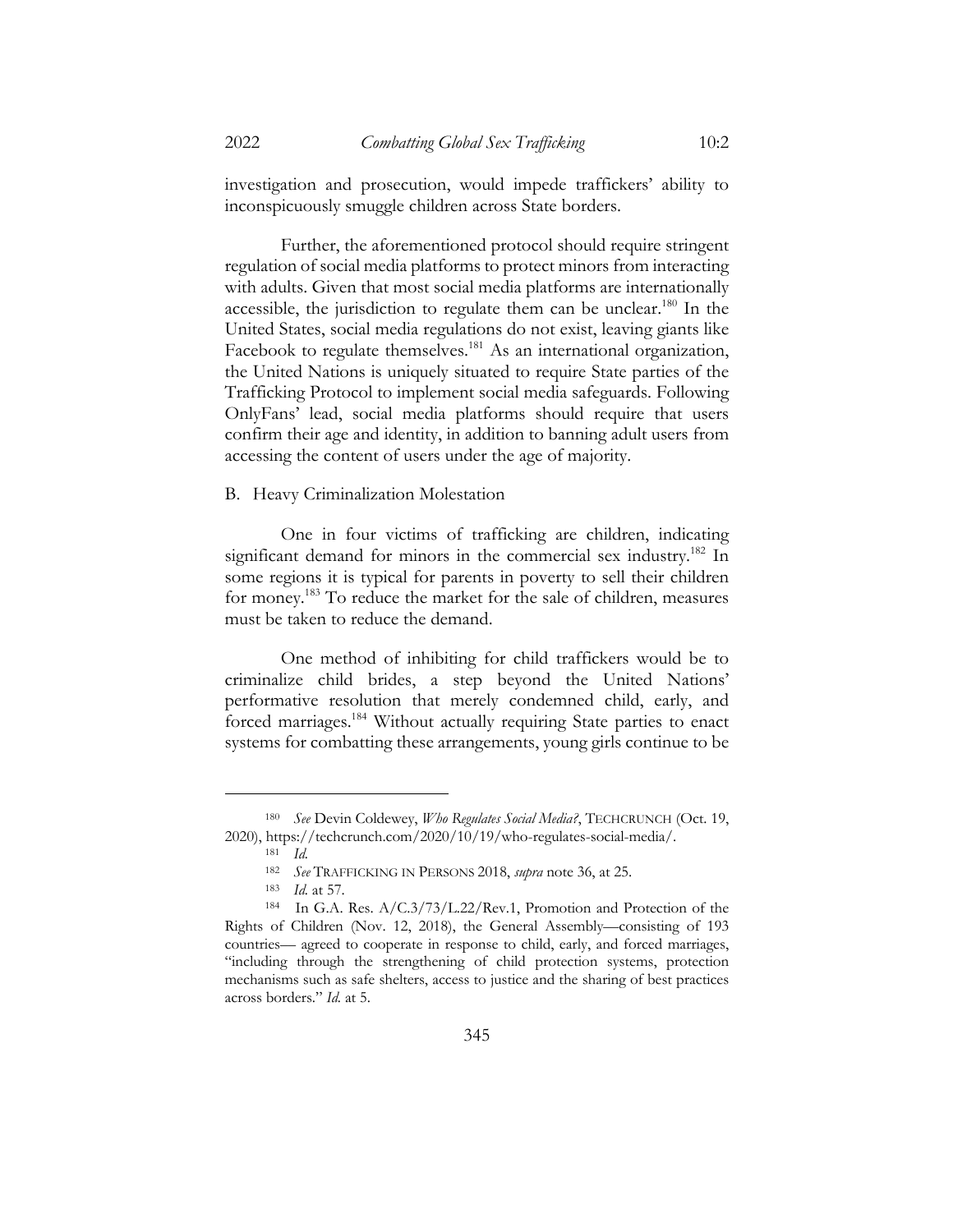investigation and prosecution, would impede traffickers' ability to inconspicuously smuggle children across State borders.

Further, the aforementioned protocol should require stringent regulation of social media platforms to protect minors from interacting with adults. Given that most social media platforms are internationally accessible, the jurisdiction to regulate them can be unclear.[180] In the United States, social media regulations do not exist, leaving giants like Facebook to regulate themselves.[181] As an international organization, the United Nations is uniquely situated to require State parties of the Trafficking Protocol to implement social media safeguards. Following OnlyFans' lead, social media platforms should require that users confirm their age and identity, in addition to banning adult users from accessing the content of users under the age of majority.

### B. Heavy Criminalization Molestation

One in four victims of trafficking are children, indicating significant demand for minors in the commercial sex industry.[182] In some regions it is typical for parents in poverty to sell their children for money.[183] To reduce the market for the sale of children, measures must be taken to reduce the demand.

One method of inhibiting for child traffickers would be to criminalize child brides, a step beyond the United Nations' performative resolution that merely condemned child, early, and forced marriages.[184] Without actually requiring State parties to enact systems for combatting these arrangements, young girls continue to be

---

[180] *See* Devin Coldewey, *Who Regulates Social Media?*, TECHCRUNCH (Oct. 19, 2020), https://techcrunch.com/2020/10/19/who-regulates-social-media/.

[181] *Id.*

[182] *See* TRAFFICKING IN PERSONS 2018, *supra* note 36, at 25.

[183] *Id.* at 57.

[184] In G.A. Res. A/C.3/73/L.22/Rev.1, Promotion and Protection of the Rights of Children (Nov. 12, 2018), the General Assembly—consisting of 193 countries— agreed to cooperate in response to child, early, and forced marriages, "including through the strengthening of child protection systems, protection mechanisms such as safe shelters, access to justice and the sharing of best practices across borders." *Id.* at 5.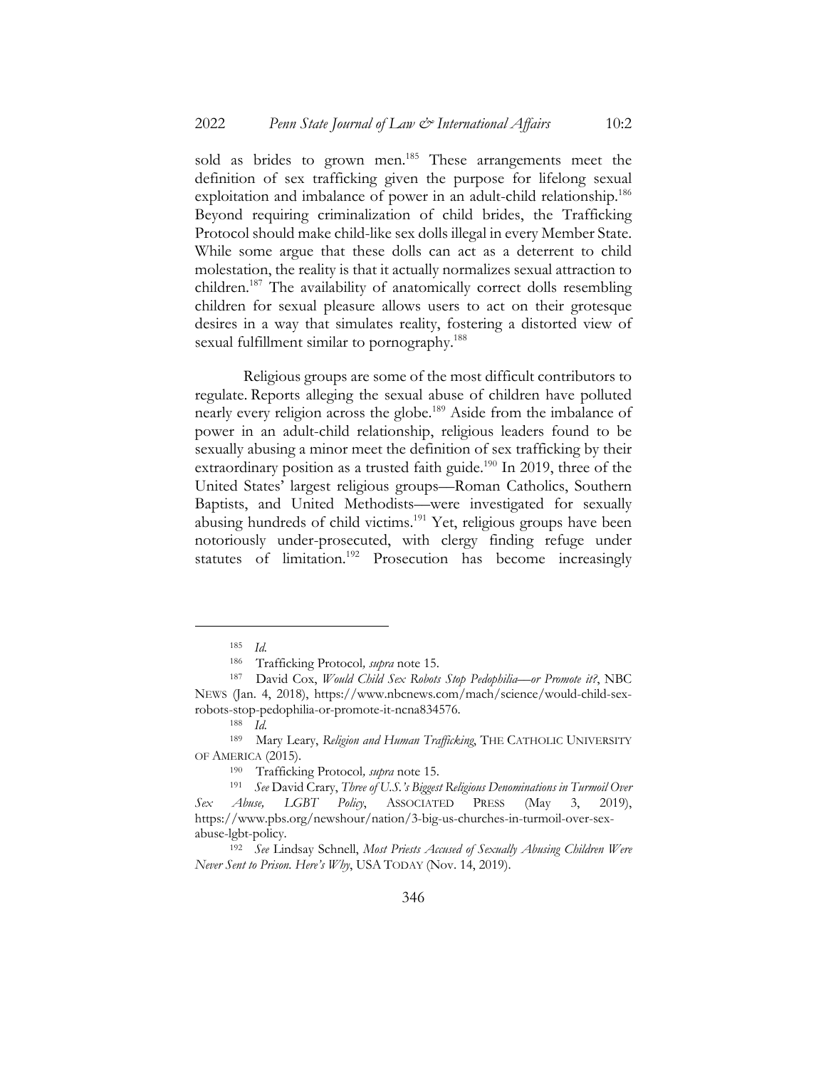sold as brides to grown men.[185] These arrangements meet the definition of sex trafficking given the purpose for lifelong sexual exploitation and imbalance of power in an adult-child relationship.[186] Beyond requiring criminalization of child brides, the Trafficking Protocol should make child-like sex dolls illegal in every Member State. While some argue that these dolls can act as a deterrent to child molestation, the reality is that it actually normalizes sexual attraction to children.[187] The availability of anatomically correct dolls resembling children for sexual pleasure allows users to act on their grotesque desires in a way that simulates reality, fostering a distorted view of sexual fulfillment similar to pornography.[188]

Religious groups are some of the most difficult contributors to regulate. Reports alleging the sexual abuse of children have polluted nearly every religion across the globe.[189] Aside from the imbalance of power in an adult-child relationship, religious leaders found to be sexually abusing a minor meet the definition of sex trafficking by their extraordinary position as a trusted faith guide.[190] In 2019, three of the United States' largest religious groups—Roman Catholics, Southern Baptists, and United Methodists—were investigated for sexually abusing hundreds of child victims.[191] Yet, religious groups have been notoriously under-prosecuted, with clergy finding refuge under statutes of limitation.[192] Prosecution has become increasingly

---

[185] *Id.*

[186] Trafficking Protocol*, supra* note 15.

[187] David Cox, *Would Child Sex Robots Stop Pedophilia—or Promote it?*, NBC NEWS (Jan. 4, 2018), https://www.nbcnews.com/mach/science/would-child-sex-robots-stop-pedophilia-or-promote-it-ncna834576.

[188] *Id.*

[189] Mary Leary, *Religion and Human Trafficking*, THE CATHOLIC UNIVERSITY OF AMERICA (2015).

[190] Trafficking Protocol*, supra* note 15.

[191] *See* David Crary, *Three of U.S.'s Biggest Religious Denominations in Turmoil Over Sex Abuse, LGBT Policy*, ASSOCIATED PRESS (May 3, 2019), https://www.pbs.org/newshour/nation/3-big-us-churches-in-turmoil-over-sex-abuse-lgbt-policy.

[192] *See* Lindsay Schnell, *Most Priests Accused of Sexually Abusing Children Were Never Sent to Prison. Here's Why*, USA TODAY (Nov. 14, 2019).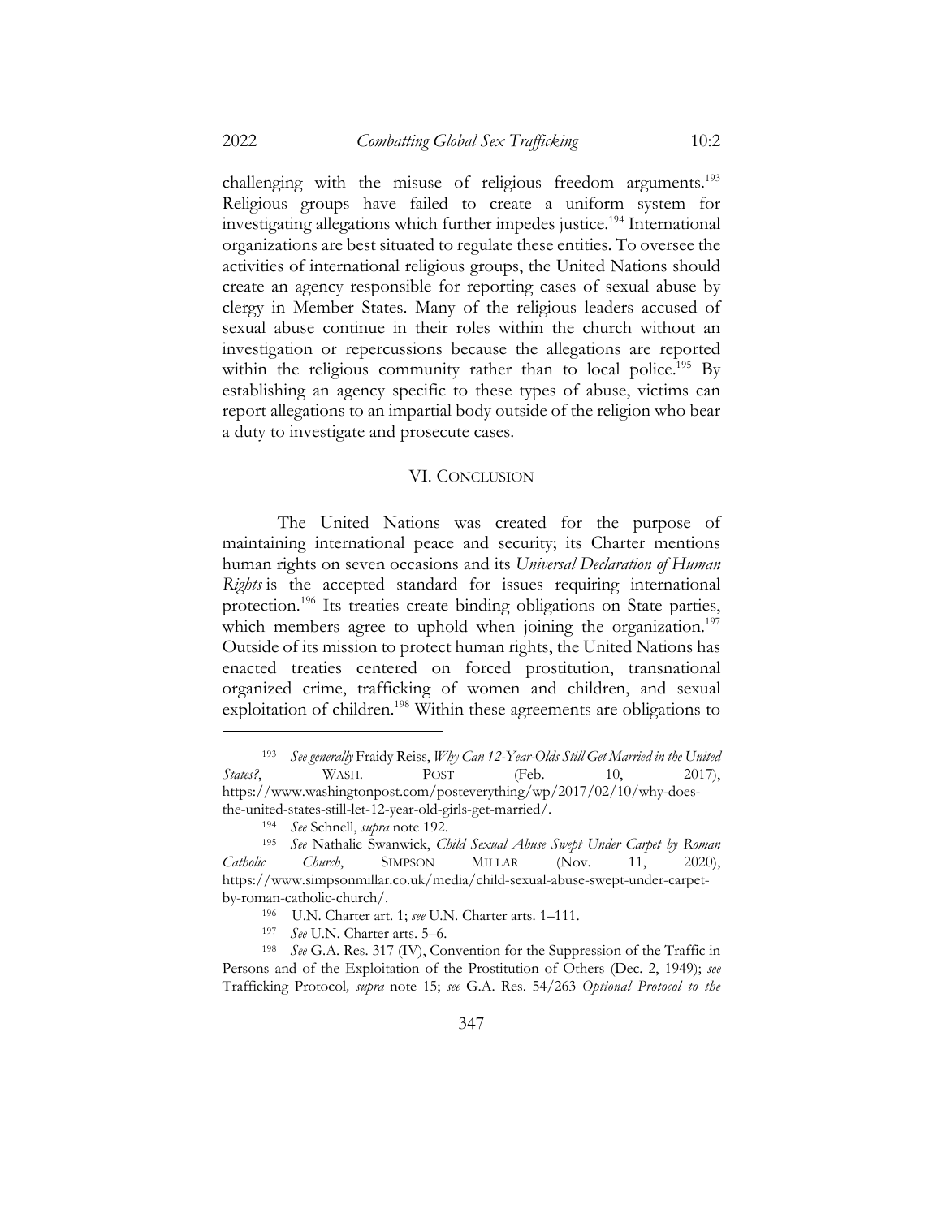challenging with the misuse of religious freedom arguments.[193] Religious groups have failed to create a uniform system for investigating allegations which further impedes justice.[194] International organizations are best situated to regulate these entities. To oversee the activities of international religious groups, the United Nations should create an agency responsible for reporting cases of sexual abuse by clergy in Member States. Many of the religious leaders accused of sexual abuse continue in their roles within the church without an investigation or repercussions because the allegations are reported within the religious community rather than to local police.[195] By establishing an agency specific to these types of abuse, victims can report allegations to an impartial body outside of the religion who bear a duty to investigate and prosecute cases.

## VI. CONCLUSION

The United Nations was created for the purpose of maintaining international peace and security; its Charter mentions human rights on seven occasions and its *Universal Declaration of Human Rights* is the accepted standard for issues requiring international protection.[196] Its treaties create binding obligations on State parties, which members agree to uphold when joining the organization.[197] Outside of its mission to protect human rights, the United Nations has enacted treaties centered on forced prostitution, transnational organized crime, trafficking of women and children, and sexual exploitation of children.[198] Within these agreements are obligations to

---

[193] *See generally* Fraidy Reiss, *Why Can 12-Year-Olds Still Get Married in the United States?*, WASH. POST (Feb. 10, 2017), https://www.washingtonpost.com/posteverything/wp/2017/02/10/why-does-the-united-states-still-let-12-year-old-girls-get-married/.

[194] *See* Schnell, *supra* note 192.

[195] *See* Nathalie Swanwick, *Child Sexual Abuse Swept Under Carpet by Roman Catholic Church*, SIMPSON MILLAR (Nov. 11, 2020), https://www.simpsonmillar.co.uk/media/child-sexual-abuse-swept-under-carpet-by-roman-catholic-church/.

[196] U.N. Charter art. 1; *see* U.N. Charter arts. 1–111.

[197] *See* U.N. Charter arts. 5–6.

[198] *See* G.A. Res. 317 (IV), Convention for the Suppression of the Traffic in Persons and of the Exploitation of the Prostitution of Others (Dec. 2, 1949); *see* Trafficking Protocol*, supra* note 15; *see* G.A. Res. 54/263 *Optional Protocol to the*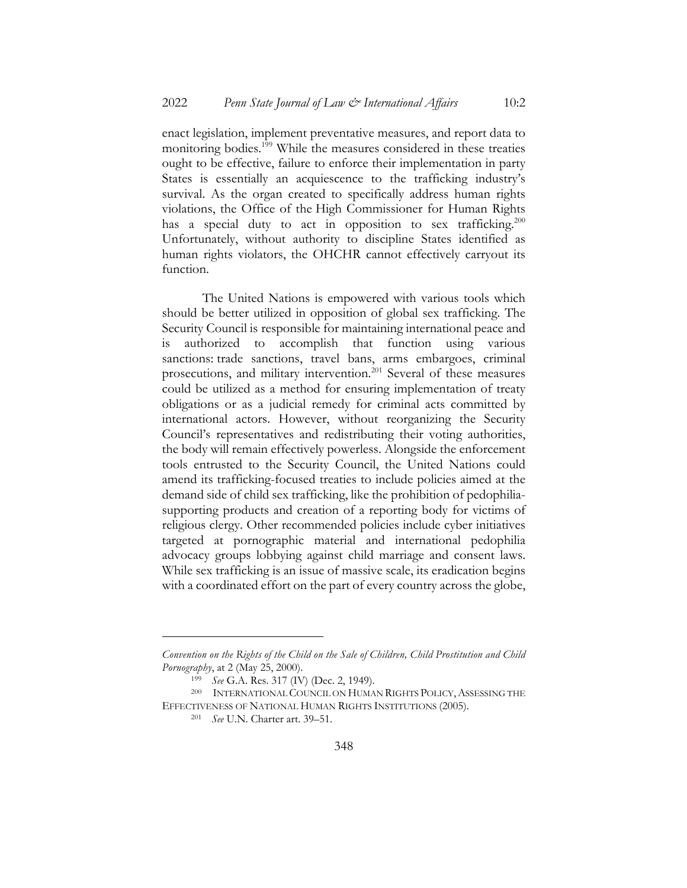enact legislation, implement preventative measures, and report data to monitoring bodies.[199] While the measures considered in these treaties ought to be effective, failure to enforce their implementation in party States is essentially an acquiescence to the trafficking industry's survival. As the organ created to specifically address human rights violations, the Office of the High Commissioner for Human Rights has a special duty to act in opposition to sex trafficking.[200] Unfortunately, without authority to discipline States identified as human rights violators, the OHCHR cannot effectively carryout its function.

The United Nations is empowered with various tools which should be better utilized in opposition of global sex trafficking. The Security Council is responsible for maintaining international peace and is authorized to accomplish that function using various sanctions: trade sanctions, travel bans, arms embargoes, criminal prosecutions, and military intervention.[201] Several of these measures could be utilized as a method for ensuring implementation of treaty obligations or as a judicial remedy for criminal acts committed by international actors. However, without reorganizing the Security Council's representatives and redistributing their voting authorities, the body will remain effectively powerless. Alongside the enforcement tools entrusted to the Security Council, the United Nations could amend its trafficking-focused treaties to include policies aimed at the demand side of child sex trafficking, like the prohibition of pedophilia-supporting products and creation of a reporting body for victims of religious clergy. Other recommended policies include cyber initiatives targeted at pornographic material and international pedophilia advocacy groups lobbying against child marriage and consent laws. While sex trafficking is an issue of massive scale, its eradication begins with a coordinated effort on the part of every country across the globe,

---

*Convention on the Rights of the Child on the Sale of Children, Child Prostitution and Child Pornography*, at 2 (May 25, 2000).

[199] *See* G.A. Res. 317 (IV) (Dec. 2, 1949).

[200] INTERNATIONAL COUNCIL ON HUMAN RIGHTS POLICY, ASSESSING THE EFFECTIVENESS OF NATIONAL HUMAN RIGHTS INSTITUTIONS (2005).

[201] *See* U.N. Charter art. 39–51.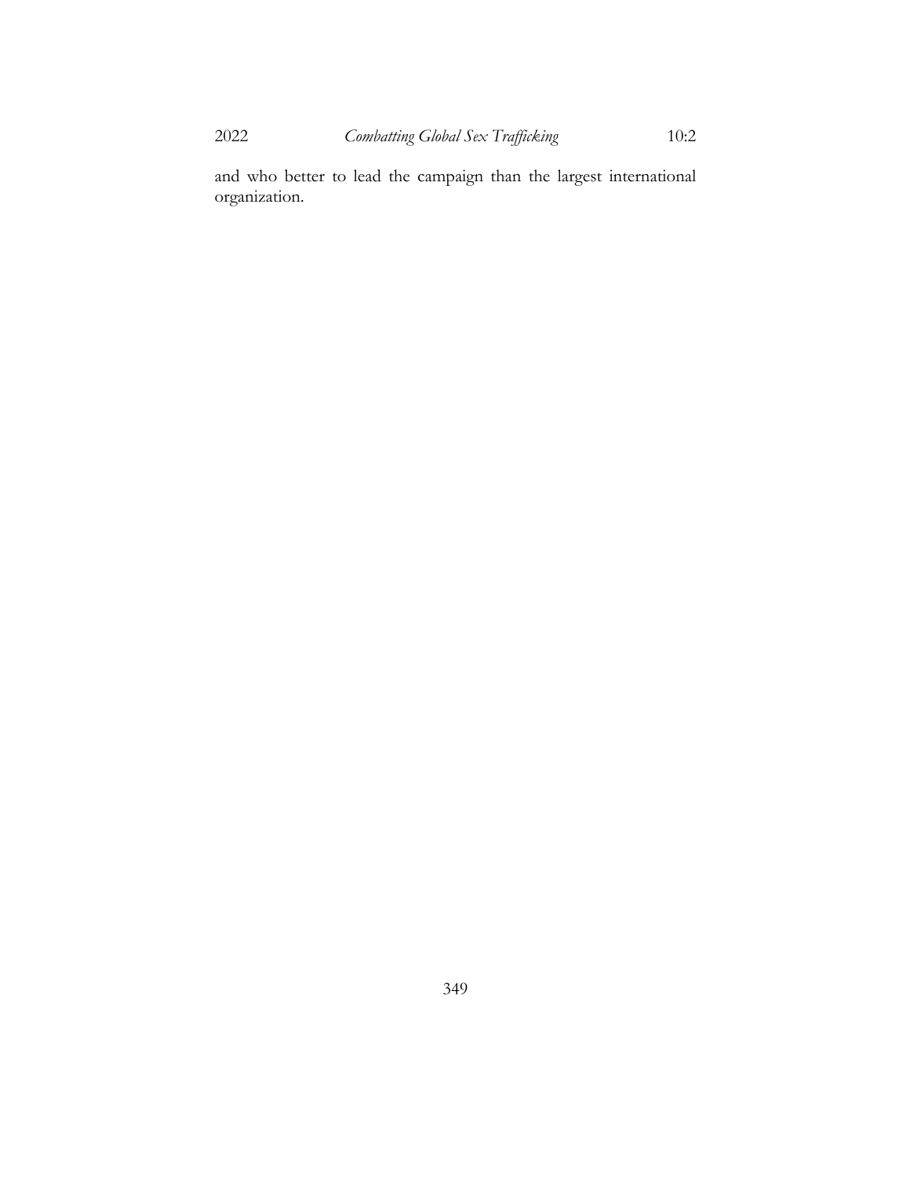and who better to lead the campaign than the largest international organization.